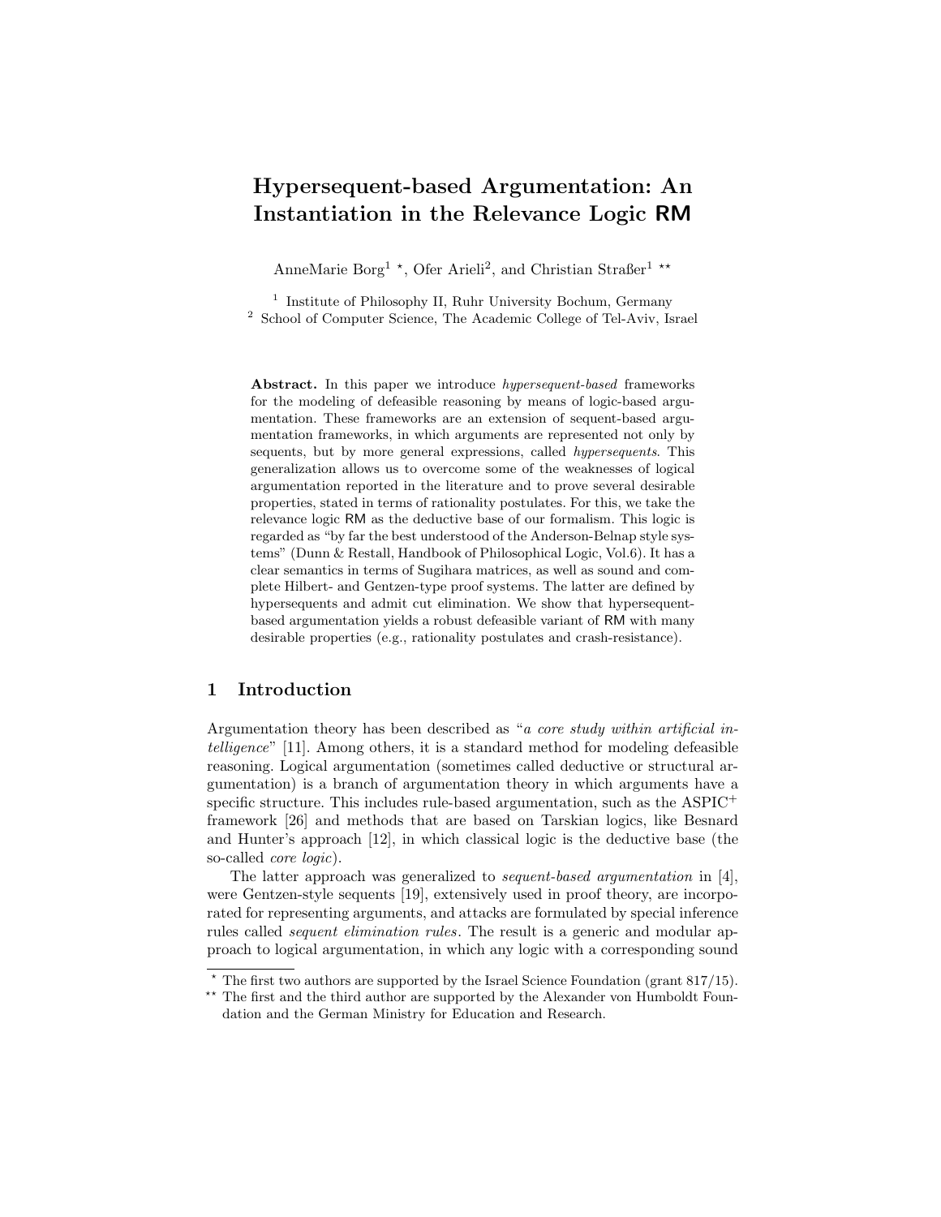# Hypersequent-based Argumentation: An Instantiation in the Relevance Logic RM

AnneMarie Borg[1] *, Ofer Arieli[2], and Christian Straßer[1] **

[1] Institute of Philosophy II, Ruhr University Bochum, Germany
[2] School of Computer Science, The Academic College of Tel-Aviv, Israel

**Abstract.** In this paper we introduce *hypersequent-based* frameworks for the modeling of defeasible reasoning by means of logic-based argumentation. These frameworks are an extension of sequent-based argumentation frameworks, in which arguments are represented not only by sequents, but by more general expressions, called *hypersequents*. This generalization allows us to overcome some of the weaknesses of logical argumentation reported in the literature and to prove several desirable properties, stated in terms of rationality postulates. For this, we take the relevance logic RM as the deductive base of our formalism. This logic is regarded as "by far the best understood of the Anderson-Belnap style systems" (Dunn & Restall, Handbook of Philosophical Logic, Vol.6). It has a clear semantics in terms of Sugihara matrices, as well as sound and complete Hilbert- and Gentzen-type proof systems. The latter are defined by hypersequents and admit cut elimination. We show that hypersequent-based argumentation yields a robust defeasible variant of RM with many desirable properties (e.g., rationality postulates and crash-resistance).

## 1 Introduction

Argumentation theory has been described as "*a core study within artificial intelligence*" [11]. Among others, it is a standard method for modeling defeasible reasoning. Logical argumentation (sometimes called deductive or structural argumentation) is a branch of argumentation theory in which arguments have a specific structure. This includes rule-based argumentation, such as the ASPIC$^+$ framework [26] and methods that are based on Tarskian logics, like Besnard and Hunter's approach [12], in which classical logic is the deductive base (the so-called *core logic*).

The latter approach was generalized to *sequent-based argumentation* in [4], were Gentzen-style sequents [19], extensively used in proof theory, are incorporated for representing arguments, and attacks are formulated by special inference rules called *sequent elimination rules*. The result is a generic and modular approach to logical argumentation, in which any logic with a corresponding sound

* The first two authors are supported by the Israel Science Foundation (grant 817/15).

** The first and the third author are supported by the Alexander von Humboldt Foundation and the German Ministry for Education and Research.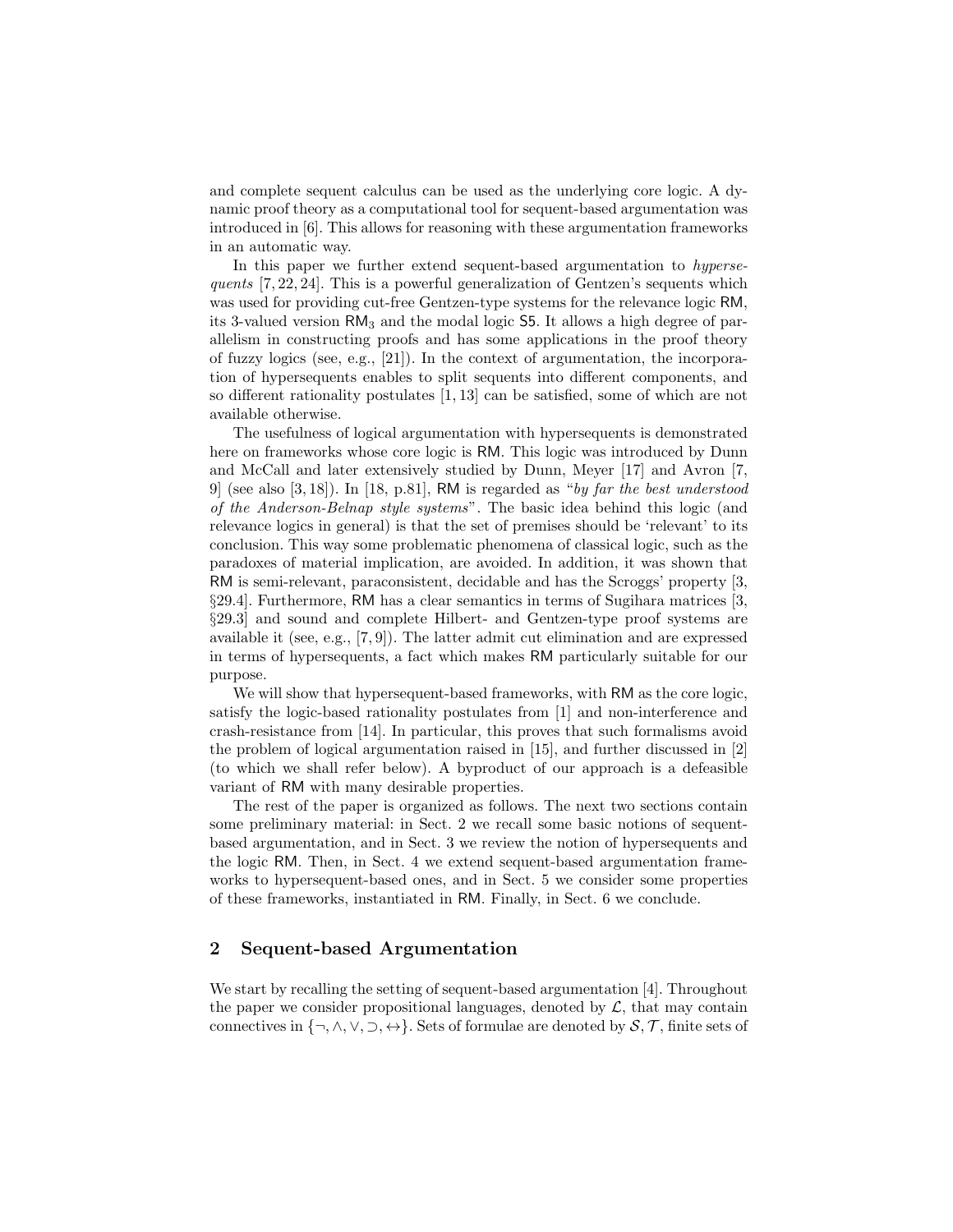and complete sequent calculus can be used as the underlying core logic. A dynamic proof theory as a computational tool for sequent-based argumentation was introduced in [6]. This allows for reasoning with these argumentation frameworks in an automatic way.

In this paper we further extend sequent-based argumentation to *hypersequents* [7, 22, 24]. This is a powerful generalization of Gentzen's sequents which was used for providing cut-free Gentzen-type systems for the relevance logic RM, its 3-valued version $\mathsf{RM}_3$ and the modal logic S5. It allows a high degree of parallelism in constructing proofs and has some applications in the proof theory of fuzzy logics (see, e.g., [21]). In the context of argumentation, the incorporation of hypersequents enables to split sequents into different components, and so different rationality postulates [1, 13] can be satisfied, some of which are not available otherwise.

The usefulness of logical argumentation with hypersequents is demonstrated here on frameworks whose core logic is RM. This logic was introduced by Dunn and McCall and later extensively studied by Dunn, Meyer [17] and Avron [7, 9] (see also [3, 18]). In [18, p.81], RM is regarded as "*by far the best understood of the Anderson-Belnap style systems*". The basic idea behind this logic (and relevance logics in general) is that the set of premises should be 'relevant' to its conclusion. This way some problematic phenomena of classical logic, such as the paradoxes of material implication, are avoided. In addition, it was shown that RM is semi-relevant, paraconsistent, decidable and has the Scroggs' property [3, §29.4]. Furthermore, RM has a clear semantics in terms of Sugihara matrices [3, §29.3] and sound and complete Hilbert- and Gentzen-type proof systems are available it (see, e.g., [7, 9]). The latter admit cut elimination and are expressed in terms of hypersequents, a fact which makes RM particularly suitable for our purpose.

We will show that hypersequent-based frameworks, with RM as the core logic, satisfy the logic-based rationality postulates from [1] and non-interference and crash-resistance from [14]. In particular, this proves that such formalisms avoid the problem of logical argumentation raised in [15], and further discussed in [2] (to which we shall refer below). A byproduct of our approach is a defeasible variant of RM with many desirable properties.

The rest of the paper is organized as follows. The next two sections contain some preliminary material: in Sect. 2 we recall some basic notions of sequent-based argumentation, and in Sect. 3 we review the notion of hypersequents and the logic RM. Then, in Sect. 4 we extend sequent-based argumentation frameworks to hypersequent-based ones, and in Sect. 5 we consider some properties of these frameworks, instantiated in RM. Finally, in Sect. 6 we conclude.

## 2 Sequent-based Argumentation

We start by recalling the setting of sequent-based argumentation [4]. Throughout the paper we consider propositional languages, denoted by $\mathcal{L}$, that may contain connectives in $\{\neg, \wedge, \vee, \supset, \leftrightarrow\}$. Sets of formulae are denoted by $\mathcal{S}, \mathcal{T}$, finite sets of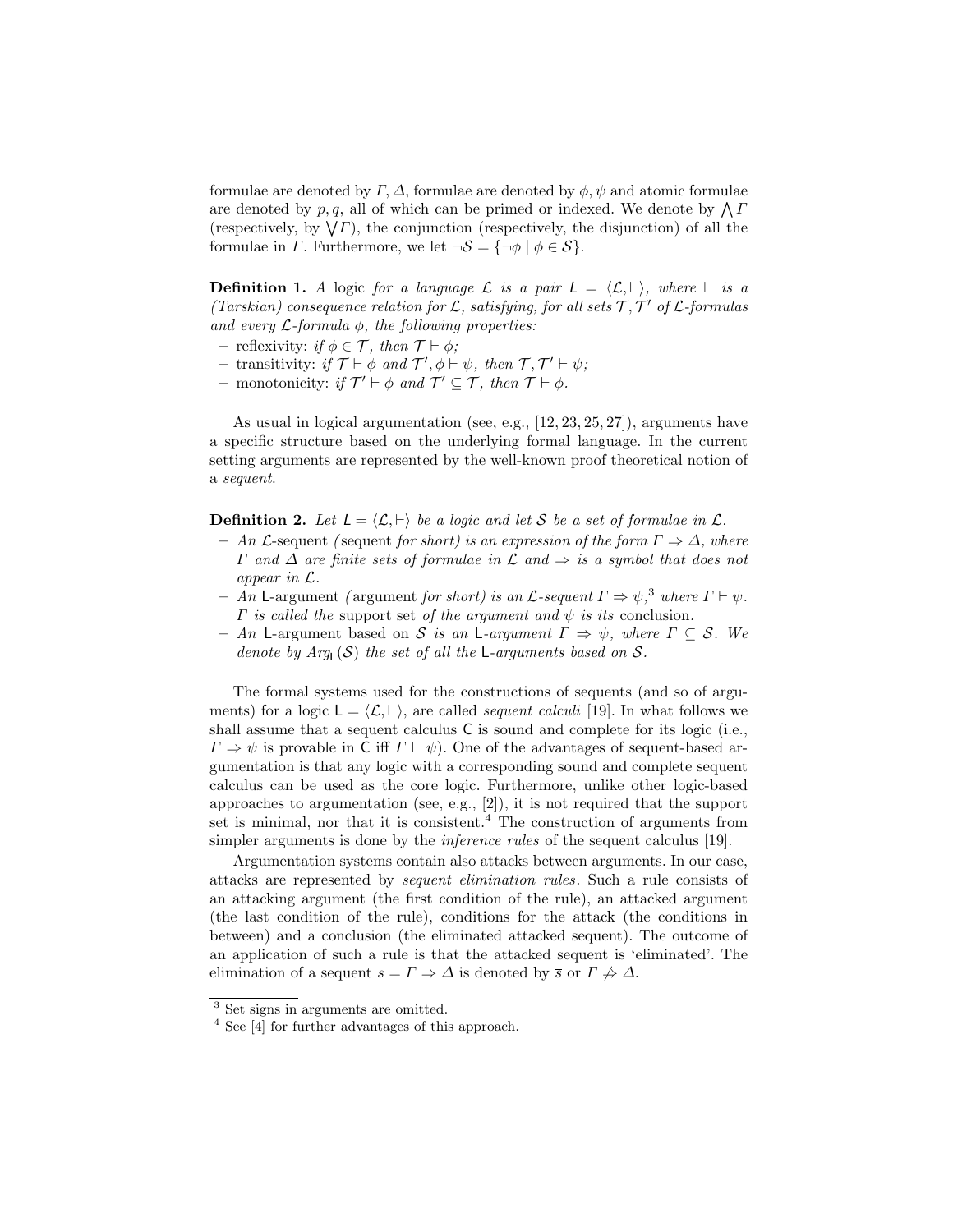formulae are denoted by $\Gamma, \Delta$, formulae are denoted by $\phi, \psi$ and atomic formulae are denoted by $p, q$, all of which can be primed or indexed. We denote by $\bigwedge \Gamma$ (respectively, by $\bigvee \Gamma$), the conjunction (respectively, the disjunction) of all the formulae in $\Gamma$. Furthermore, we let $\neg \mathcal{S} = \{\neg \phi \mid \phi \in \mathcal{S}\}$.

**Definition 1.** *A* logic *for a language $\mathcal{L}$ is a pair $\mathsf{L} = \langle \mathcal{L}, \vdash \rangle$, where $\vdash$ is a (Tarskian) consequence relation for $\mathcal{L}$, satisfying, for all sets $\mathcal{T}, \mathcal{T}'$ of $\mathcal{L}$-formulas and every $\mathcal{L}$-formula $\phi$, the following properties:*

- reflexivity: *if $\phi \in \mathcal{T}$, then $\mathcal{T} \vdash \phi$;*
- transitivity: *if $\mathcal{T} \vdash \phi$ and $\mathcal{T}', \phi \vdash \psi$, then $\mathcal{T}, \mathcal{T}' \vdash \psi$;*
- monotonicity: *if $\mathcal{T}' \vdash \phi$ and $\mathcal{T}' \subseteq \mathcal{T}$, then $\mathcal{T} \vdash \phi$.*

As usual in logical argumentation (see, e.g., [12, 23, 25, 27]), arguments have a specific structure based on the underlying formal language. In the current setting arguments are represented by the well-known proof theoretical notion of a *sequent*.

**Definition 2.** *Let $\mathsf{L} = \langle \mathcal{L}, \vdash \rangle$ be a logic and let $\mathcal{S}$ be a set of formulae in $\mathcal{L}$.*

- *An $\mathcal{L}$-*sequent *(*sequent *for short) is an expression of the form $\Gamma \Rightarrow \Delta$, where $\Gamma$ and $\Delta$ are finite sets of formulae in $\mathcal{L}$ and $\Rightarrow$ is a symbol that does not appear in $\mathcal{L}$.*
- *An* $\mathsf{L}$-argument *(*argument *for short) is an $\mathcal{L}$-sequent $\Gamma \Rightarrow \psi$,[3] where $\Gamma \vdash \psi$. $\Gamma$ is called the* support set *of the argument and $\psi$ is its* conclusion*.*
- *An* $\mathsf{L}$-argument based on $\mathcal{S}$ *is an $\mathsf{L}$-argument $\Gamma \Rightarrow \psi$, where $\Gamma \subseteq \mathcal{S}$. We denote by $Arg_{\mathsf{L}}(\mathcal{S})$ the set of all the $\mathsf{L}$-arguments based on $\mathcal{S}$.*

The formal systems used for the constructions of sequents (and so of arguments) for a logic $\mathsf{L} = \langle \mathcal{L}, \vdash \rangle$, are called *sequent calculi* [19]. In what follows we shall assume that a sequent calculus $\mathsf{C}$ is sound and complete for its logic (i.e., $\Gamma \Rightarrow \psi$ is provable in $\mathsf{C}$ iff $\Gamma \vdash \psi$). One of the advantages of sequent-based argumentation is that any logic with a corresponding sound and complete sequent calculus can be used as the core logic. Furthermore, unlike other logic-based approaches to argumentation (see, e.g., [2]), it is not required that the support set is minimal, nor that it is consistent.[4] The construction of arguments from simpler arguments is done by the *inference rules* of the sequent calculus [19].

Argumentation systems contain also attacks between arguments. In our case, attacks are represented by *sequent elimination rules*. Such a rule consists of an attacking argument (the first condition of the rule), an attacked argument (the last condition of the rule), conditions for the attack (the conditions in between) and a conclusion (the eliminated attacked sequent). The outcome of an application of such a rule is that the attacked sequent is 'eliminated'. The elimination of a sequent $s = \Gamma \Rightarrow \Delta$ is denoted by $\overline{s}$ or $\Gamma \not\Rightarrow \Delta$.

---

[3] Set signs in arguments are omitted.

[4] See [4] for further advantages of this approach.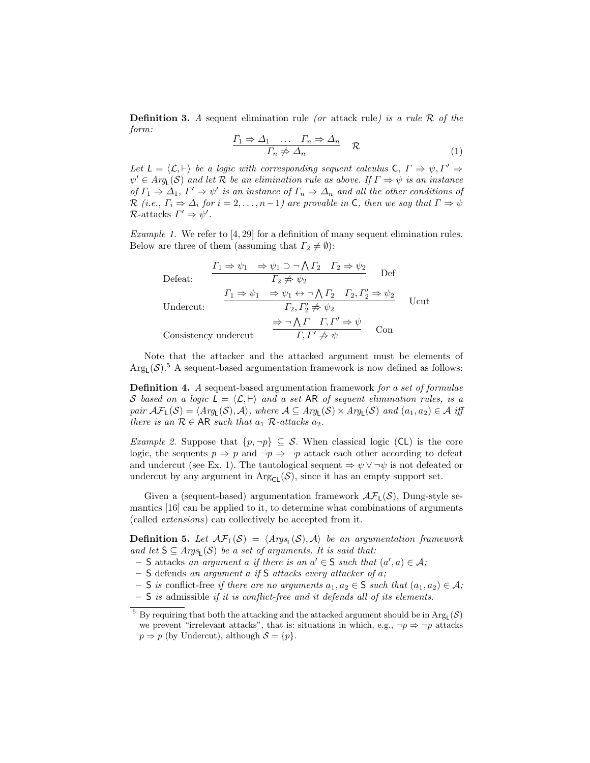**Definition 3.** *A* sequent elimination rule *(or* attack rule*) is a rule $\mathcal{R}$ of the form:*

$$\frac{\Gamma_1 \Rightarrow \Delta_1 \quad \dots \quad \Gamma_n \Rightarrow \Delta_n}{\Gamma_n \not\Rightarrow \Delta_n} \quad \mathcal{R} \tag{1}$$

*Let $\mathsf{L} = \langle \mathcal{L}, \vdash \rangle$ be a logic with corresponding sequent calculus $\mathsf{C}$, $\Gamma \Rightarrow \psi, \Gamma' \Rightarrow \psi' \in Arg_{\mathsf{L}}(\mathcal{S})$ and let $\mathcal{R}$ be an elimination rule as above. If $\Gamma \Rightarrow \psi$ is an instance of $\Gamma_1 \Rightarrow \Delta_1$, $\Gamma' \Rightarrow \psi'$ is an instance of $\Gamma_n \Rightarrow \Delta_n$ and all the other conditions of $\mathcal{R}$ (i.e., $\Gamma_i \Rightarrow \Delta_i$ for $i = 2, \dots, n-1$) are provable in $\mathsf{C}$, then we say that $\Gamma \Rightarrow \psi$* $\mathcal{R}$-attacks *$\Gamma' \Rightarrow \psi'$.*

*Example 1.* We refer to [4, 29] for a definition of many sequent elimination rules. Below are three of them (assuming that $\Gamma_2 \neq \emptyset$):

Defeat:
$$\frac{\Gamma_1 \Rightarrow \psi_1 \quad \Rightarrow \psi_1 \supset \neg \bigwedge \Gamma_2 \quad \Gamma_2 \Rightarrow \psi_2}{\Gamma_2 \not\Rightarrow \psi_2} \quad \text{Def}$$

Undercut:
$$\frac{\Gamma_1 \Rightarrow \psi_1 \quad \Rightarrow \psi_1 \leftrightarrow \neg \bigwedge \Gamma_2 \quad \Gamma_2, \Gamma_2' \Rightarrow \psi_2}{\Gamma_2, \Gamma_2' \not\Rightarrow \psi_2} \quad \text{Ucut}$$

Consistency undercut
$$\frac{\Rightarrow \neg \bigwedge \Gamma \quad \Gamma, \Gamma' \Rightarrow \psi}{\Gamma, \Gamma' \not\Rightarrow \psi} \quad \text{Con}$$

Note that the attacker and the attacked argument must be elements of $\text{Arg}_{\mathsf{L}}(\mathcal{S})$.[5] A sequent-based argumentation framework is now defined as follows:

**Definition 4.** *A* sequent-based argumentation framework *for a set of formulae $\mathcal{S}$ based on a logic $\mathsf{L} = \langle \mathcal{L}, \vdash \rangle$ and a set $\mathsf{AR}$ of sequent elimination rules, is a pair $\mathcal{AF}_{\mathsf{L}}(\mathcal{S}) = \langle Arg_{\mathsf{L}}(\mathcal{S}), \mathcal{A} \rangle$, where $\mathcal{A} \subseteq Arg_{\mathsf{L}}(\mathcal{S}) \times Arg_{\mathsf{L}}(\mathcal{S})$ and $(a_1, a_2) \in \mathcal{A}$ iff there is an $\mathcal{R} \in \mathsf{AR}$ such that $a_1$ $\mathcal{R}$-attacks $a_2$.*

*Example 2.* Suppose that $\{p, \neg p\} \subseteq \mathcal{S}$. When classical logic ($\mathsf{CL}$) is the core logic, the sequents $p \Rightarrow p$ and $\neg p \Rightarrow \neg p$ attack each other according to defeat and undercut (see Ex. 1). The tautological sequent $\Rightarrow \psi \vee \neg \psi$ is not defeated or undercut by any argument in $\text{Arg}_{\mathsf{CL}}(\mathcal{S})$, since it has an empty support set.

Given a (sequent-based) argumentation framework $\mathcal{AF}_{\mathsf{L}}(\mathcal{S})$, Dung-style semantics [16] can be applied to it, to determine what combinations of arguments (called *extensions*) can collectively be accepted from it.

**Definition 5.** *Let $\mathcal{AF}_{\mathsf{L}}(\mathcal{S}) = \langle Args_{\mathsf{L}}(\mathcal{S}), \mathcal{A} \rangle$ be an argumentation framework and let $\mathsf{S} \subseteq Args_{\mathsf{L}}(\mathcal{S})$ be a set of arguments. It is said that:*
- *$\mathsf{S}$* attacks *an argument $a$ if there is an $a' \in \mathsf{S}$ such that $(a', a) \in \mathcal{A}$;*
- *$\mathsf{S}$* defends *an argument $a$ if $\mathsf{S}$ attacks every attacker of $a$;*
- *$\mathsf{S}$ is* conflict-free *if there are no arguments $a_1, a_2 \in \mathsf{S}$ such that $(a_1, a_2) \in \mathcal{A}$;*
- *$\mathsf{S}$ is* admissible *if it is conflict-free and it defends all of its elements.*

[5] By requiring that both the attacking and the attacked argument should be in $\text{Arg}_{\mathsf{L}}(\mathcal{S})$ we prevent "irrelevant attacks", that is: situations in which, e.g., $\neg p \Rightarrow \neg p$ attacks $p \Rightarrow p$ (by Undercut), although $\mathcal{S} = \{p\}$.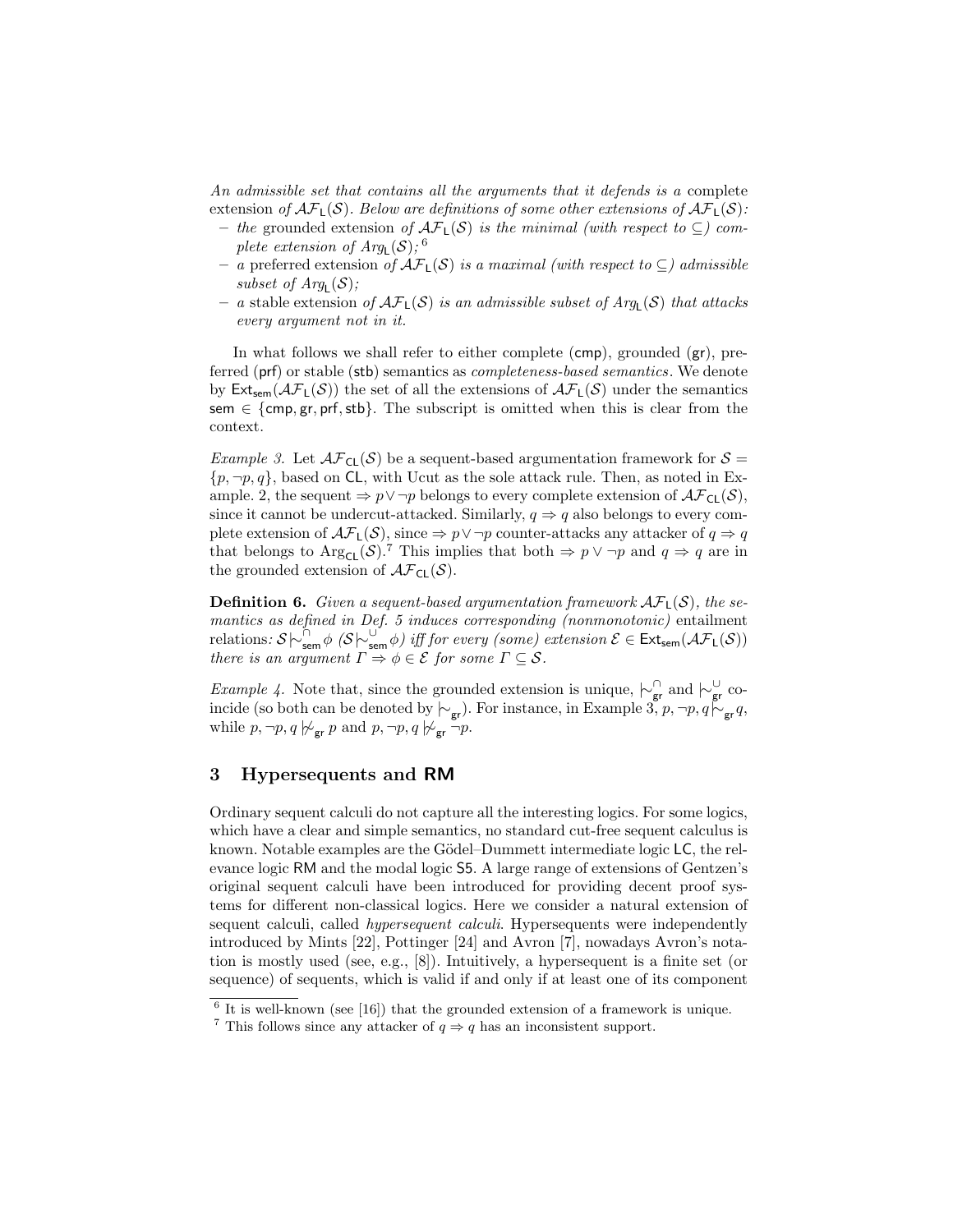*An admissible set that contains all the arguments that it defends is a* complete extension *of $\mathcal{AF}_{\mathsf{L}}(\mathcal{S})$. Below are definitions of some other extensions of $\mathcal{AF}_{\mathsf{L}}(\mathcal{S})$:*

- *the* grounded extension *of $\mathcal{AF}_{\mathsf{L}}(\mathcal{S})$ is the minimal (with respect to $\subseteq$) complete extension of $Arg_{\mathsf{L}}(\mathcal{S})$;* [6]
- *a* preferred extension *of $\mathcal{AF}_{\mathsf{L}}(\mathcal{S})$ is a maximal (with respect to $\subseteq$) admissible subset of $Arg_{\mathsf{L}}(\mathcal{S})$;*
- *a* stable extension *of $\mathcal{AF}_{\mathsf{L}}(\mathcal{S})$ is an admissible subset of $Arg_{\mathsf{L}}(\mathcal{S})$ that attacks every argument not in it.*

In what follows we shall refer to either complete ($\mathsf{cmp}$), grounded ($\mathsf{gr}$), preferred ($\mathsf{prf}$) or stable ($\mathsf{stb}$) semantics as *completeness-based semantics*. We denote by $\mathsf{Ext}_{\mathsf{sem}}(\mathcal{AF}_{\mathsf{L}}(\mathcal{S}))$ the set of all the extensions of $\mathcal{AF}_{\mathsf{L}}(\mathcal{S})$ under the semantics $\mathsf{sem} \in \{\mathsf{cmp}, \mathsf{gr}, \mathsf{prf}, \mathsf{stb}\}$. The subscript is omitted when this is clear from the context.

*Example 3.* Let $\mathcal{AF}_{\mathsf{CL}}(\mathcal{S})$ be a sequent-based argumentation framework for $\mathcal{S} = \{p, \neg p, q\}$, based on $\mathsf{CL}$, with Ucut as the sole attack rule. Then, as noted in Example. 2, the sequent $\Rightarrow p \vee \neg p$ belongs to every complete extension of $\mathcal{AF}_{\mathsf{CL}}(\mathcal{S})$, since it cannot be undercut-attacked. Similarly, $q \Rightarrow q$ also belongs to every complete extension of $\mathcal{AF}_{\mathsf{L}}(\mathcal{S})$, since $\Rightarrow p \vee \neg p$ counter-attacks any attacker of $q \Rightarrow q$ that belongs to $\mathrm{Arg}_{\mathsf{CL}}(\mathcal{S})$.[7] This implies that both $\Rightarrow p \vee \neg p$ and $q \Rightarrow q$ are in the grounded extension of $\mathcal{AF}_{\mathsf{CL}}(\mathcal{S})$.

**Definition 6.** *Given a sequent-based argumentation framework $\mathcal{AF}_{\mathsf{L}}(\mathcal{S})$, the semantics as defined in Def. 5 induces corresponding (nonmonotonic)* entailment relations*: $\mathcal{S} \mid\!\sim^{\cap}_{\mathsf{sem}} \phi$ ($\mathcal{S} \mid\!\sim^{\cup}_{\mathsf{sem}} \phi$) iff for every (some) extension $\mathcal{E} \in \mathsf{Ext}_{\mathsf{sem}}(\mathcal{AF}_{\mathsf{L}}(\mathcal{S}))$ there is an argument $\Gamma \Rightarrow \phi \in \mathcal{E}$ for some $\Gamma \subseteq \mathcal{S}$.*

*Example 4.* Note that, since the grounded extension is unique, $\mid\!\sim^{\cap}_{\mathsf{gr}}$ and $\mid\!\sim^{\cup}_{\mathsf{gr}}$ coincide (so both can be denoted by $\mid\!\sim_{\mathsf{gr}}$). For instance, in Example 3, $p, \neg p, q \mid\!\sim_{\mathsf{gr}} q$, while $p, \neg p, q \not\mid\!\sim_{\mathsf{gr}} p$ and $p, \neg p, q \not\mid\!\sim_{\mathsf{gr}} \neg p$.

## 3 Hypersequents and RM

Ordinary sequent calculi do not capture all the interesting logics. For some logics, which have a clear and simple semantics, no standard cut-free sequent calculus is known. Notable examples are the Gödel–Dummett intermediate logic $\mathsf{LC}$, the relevance logic $\mathsf{RM}$ and the modal logic $\mathsf{S5}$. A large range of extensions of Gentzen's original sequent calculi have been introduced for providing decent proof systems for different non-classical logics. Here we consider a natural extension of sequent calculi, called *hypersequent calculi*. Hypersequents were independently introduced by Mints [22], Pottinger [24] and Avron [7], nowadays Avron's notation is mostly used (see, e.g., [8]). Intuitively, a hypersequent is a finite set (or sequence) of sequents, which is valid if and only if at least one of its component

[6] It is well-known (see [16]) that the grounded extension of a framework is unique.

[7] This follows since any attacker of $q \Rightarrow q$ has an inconsistent support.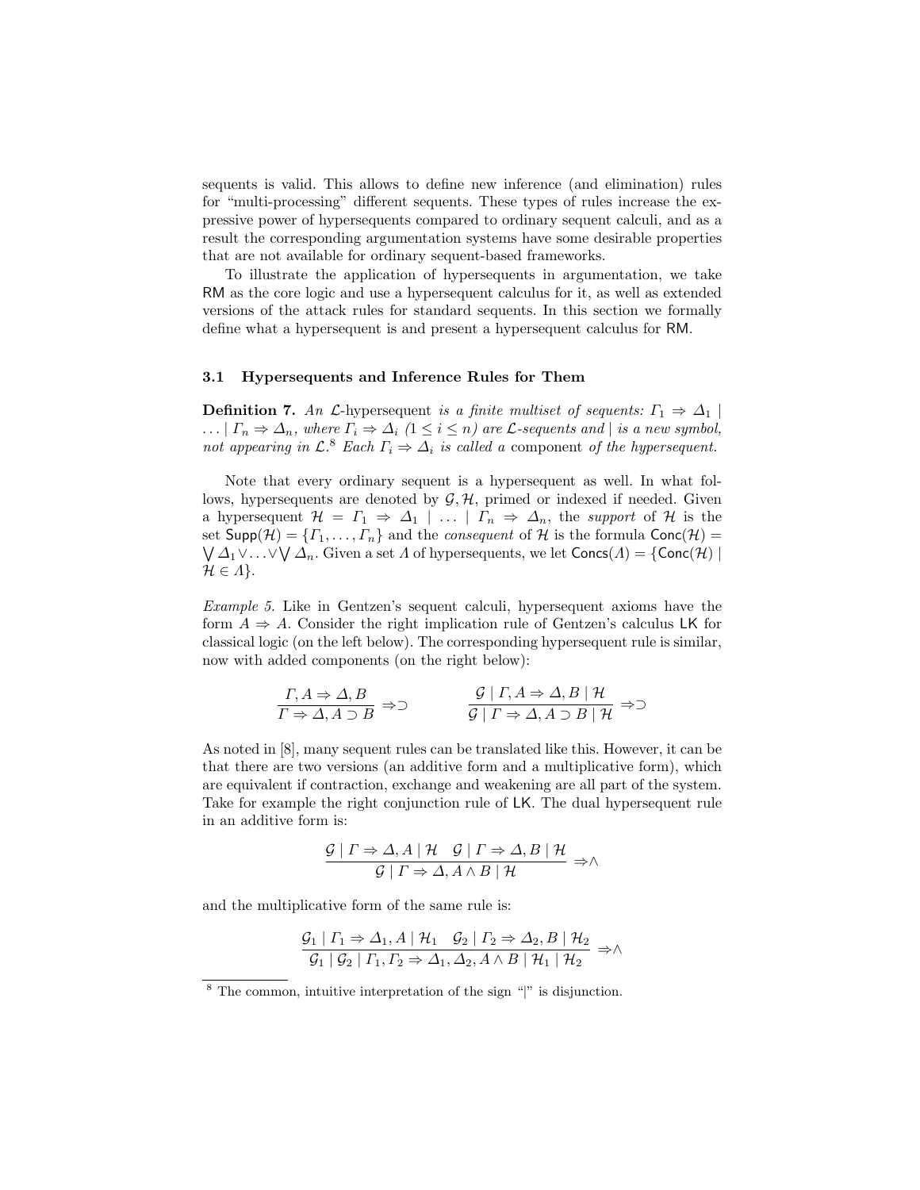sequents is valid. This allows to define new inference (and elimination) rules for "multi-processing" different sequents. These types of rules increase the expressive power of hypersequents compared to ordinary sequent calculi, and as a result the corresponding argumentation systems have some desirable properties that are not available for ordinary sequent-based frameworks.

To illustrate the application of hypersequents in argumentation, we take RM as the core logic and use a hypersequent calculus for it, as well as extended versions of the attack rules for standard sequents. In this section we formally define what a hypersequent is and present a hypersequent calculus for RM.

### 3.1 Hypersequents and Inference Rules for Them

**Definition 7.** *An $\mathcal{L}$-*hypersequent *is a finite multiset of sequents: $\Gamma_1 \Rightarrow \Delta_1 \mid \ldots \mid \Gamma_n \Rightarrow \Delta_n$, where $\Gamma_i \Rightarrow \Delta_i$ $(1 \leq i \leq n)$ are $\mathcal{L}$-sequents and $\mid$ is a new symbol, not appearing in $\mathcal{L}$.*[8] *Each $\Gamma_i \Rightarrow \Delta_i$ is called a* component *of the hypersequent.*

Note that every ordinary sequent is a hypersequent as well. In what follows, hypersequents are denoted by $\mathcal{G}, \mathcal{H}$, primed or indexed if needed. Given a hypersequent $\mathcal{H} = \Gamma_1 \Rightarrow \Delta_1 \mid \ldots \mid \Gamma_n \Rightarrow \Delta_n$, the *support* of $\mathcal{H}$ is the set $\mathsf{Supp}(\mathcal{H}) = \{\Gamma_1, \ldots, \Gamma_n\}$ and the *consequent* of $\mathcal{H}$ is the formula $\mathsf{Conc}(\mathcal{H}) = \bigvee \Delta_1 \vee \ldots \vee \bigvee \Delta_n$. Given a set $\Lambda$ of hypersequents, we let $\mathsf{Concs}(\Lambda) = \{\mathsf{Conc}(\mathcal{H}) \mid \mathcal{H} \in \Lambda\}$.

*Example 5.* Like in Gentzen's sequent calculi, hypersequent axioms have the form $A \Rightarrow A$. Consider the right implication rule of Gentzen's calculus LK for classical logic (on the left below). The corresponding hypersequent rule is similar, now with added components (on the right below):

$$\frac{\Gamma, A \Rightarrow \Delta, B}{\Gamma \Rightarrow \Delta, A \supset B} \Rightarrow\supset \qquad\qquad \frac{\mathcal{G} \mid \Gamma, A \Rightarrow \Delta, B \mid \mathcal{H}}{\mathcal{G} \mid \Gamma \Rightarrow \Delta, A \supset B \mid \mathcal{H}} \Rightarrow\supset$$

As noted in [8], many sequent rules can be translated like this. However, it can be that there are two versions (an additive form and a multiplicative form), which are equivalent if contraction, exchange and weakening are all part of the system. Take for example the right conjunction rule of LK. The dual hypersequent rule in an additive form is:

$$\frac{\mathcal{G} \mid \Gamma \Rightarrow \Delta, A \mid \mathcal{H} \quad \mathcal{G} \mid \Gamma \Rightarrow \Delta, B \mid \mathcal{H}}{\mathcal{G} \mid \Gamma \Rightarrow \Delta, A \wedge B \mid \mathcal{H}} \Rightarrow\wedge$$

and the multiplicative form of the same rule is:

$$\frac{\mathcal{G}_1 \mid \Gamma_1 \Rightarrow \Delta_1, A \mid \mathcal{H}_1 \quad \mathcal{G}_2 \mid \Gamma_2 \Rightarrow \Delta_2, B \mid \mathcal{H}_2}{\mathcal{G}_1 \mid \mathcal{G}_2 \mid \Gamma_1, \Gamma_2 \Rightarrow \Delta_1, \Delta_2, A \wedge B \mid \mathcal{H}_1 \mid \mathcal{H}_2} \Rightarrow\wedge$$

[8] The common, intuitive interpretation of the sign "|" is disjunction.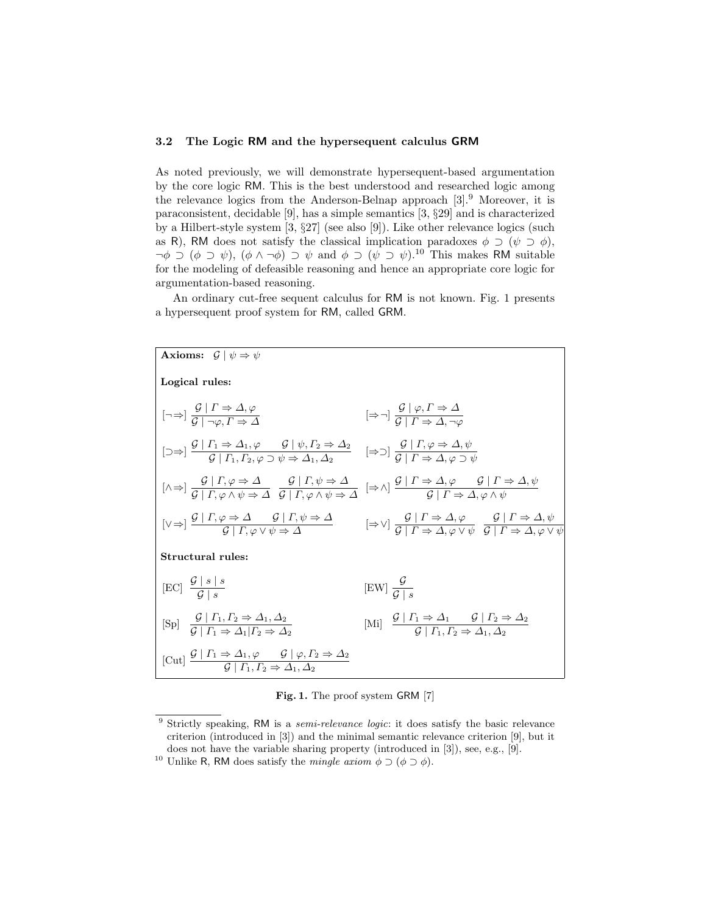### 3.2 The Logic RM and the hypersequent calculus GRM

As noted previously, we will demonstrate hypersequent-based argumentation by the core logic RM. This is the best understood and researched logic among the relevance logics from the Anderson-Belnap approach [3].[9] Moreover, it is paraconsistent, decidable [9], has a simple semantics [3, §29] and is characterized by a Hilbert-style system [3, §27] (see also [9]). Like other relevance logics (such as R), RM does not satisfy the classical implication paradoxes $\phi \supset (\psi \supset \phi)$, $\neg\phi \supset (\phi \supset \psi)$, $(\phi \wedge \neg\phi) \supset \psi$ and $\phi \supset (\psi \supset \psi)$.[10] This makes RM suitable for the modeling of defeasible reasoning and hence an appropriate core logic for argumentation-based reasoning.

An ordinary cut-free sequent calculus for RM is not known. Fig. 1 presents a hypersequent proof system for RM, called GRM.

**Axioms:** $\mathcal{G} \mid \psi \Rightarrow \psi$

**Logical rules:**

$$[\neg\Rightarrow]\ \frac{\mathcal{G} \mid \Gamma \Rightarrow \Delta, \varphi}{\mathcal{G} \mid \neg\varphi, \Gamma \Rightarrow \Delta} \qquad [\Rightarrow\neg]\ \frac{\mathcal{G} \mid \varphi, \Gamma \Rightarrow \Delta}{\mathcal{G} \mid \Gamma \Rightarrow \Delta, \neg\varphi}$$

$$[\supset\Rightarrow]\ \frac{\mathcal{G} \mid \Gamma_1 \Rightarrow \Delta_1, \varphi \qquad \mathcal{G} \mid \psi, \Gamma_2 \Rightarrow \Delta_2}{\mathcal{G} \mid \Gamma_1, \Gamma_2, \varphi \supset \psi \Rightarrow \Delta_1, \Delta_2} \qquad [\Rightarrow\supset]\ \frac{\mathcal{G} \mid \Gamma, \varphi \Rightarrow \Delta, \psi}{\mathcal{G} \mid \Gamma \Rightarrow \Delta, \varphi \supset \psi}$$

$$[\wedge\Rightarrow]\ \frac{\mathcal{G} \mid \Gamma, \varphi \Rightarrow \Delta}{\mathcal{G} \mid \Gamma, \varphi \wedge \psi \Rightarrow \Delta} \quad \frac{\mathcal{G} \mid \Gamma, \psi \Rightarrow \Delta}{\mathcal{G} \mid \Gamma, \varphi \wedge \psi \Rightarrow \Delta} \qquad [\Rightarrow\wedge]\ \frac{\mathcal{G} \mid \Gamma \Rightarrow \Delta, \varphi \qquad \mathcal{G} \mid \Gamma \Rightarrow \Delta, \psi}{\mathcal{G} \mid \Gamma \Rightarrow \Delta, \varphi \wedge \psi}$$

$$[\vee\Rightarrow]\ \frac{\mathcal{G} \mid \Gamma, \varphi \Rightarrow \Delta \qquad \mathcal{G} \mid \Gamma, \psi \Rightarrow \Delta}{\mathcal{G} \mid \Gamma, \varphi \vee \psi \Rightarrow \Delta} \qquad [\Rightarrow\vee]\ \frac{\mathcal{G} \mid \Gamma \Rightarrow \Delta, \varphi}{\mathcal{G} \mid \Gamma \Rightarrow \Delta, \varphi \vee \psi} \quad \frac{\mathcal{G} \mid \Gamma \Rightarrow \Delta, \psi}{\mathcal{G} \mid \Gamma \Rightarrow \Delta, \varphi \vee \psi}$$

**Structural rules:**

$$[\text{EC}]\ \frac{\mathcal{G} \mid s \mid s}{\mathcal{G} \mid s} \qquad [\text{EW}]\ \frac{\mathcal{G}}{\mathcal{G} \mid s}$$

$$[\text{Sp}]\ \frac{\mathcal{G} \mid \Gamma_1, \Gamma_2 \Rightarrow \Delta_1, \Delta_2}{\mathcal{G} \mid \Gamma_1 \Rightarrow \Delta_1 \mid \Gamma_2 \Rightarrow \Delta_2} \qquad [\text{Mi}]\ \frac{\mathcal{G} \mid \Gamma_1 \Rightarrow \Delta_1 \qquad \mathcal{G} \mid \Gamma_2 \Rightarrow \Delta_2}{\mathcal{G} \mid \Gamma_1, \Gamma_2 \Rightarrow \Delta_1, \Delta_2}$$

$$[\text{Cut}]\ \frac{\mathcal{G} \mid \Gamma_1 \Rightarrow \Delta_1, \varphi \qquad \mathcal{G} \mid \varphi, \Gamma_2 \Rightarrow \Delta_2}{\mathcal{G} \mid \Gamma_1, \Gamma_2 \Rightarrow \Delta_1, \Delta_2}$$

**Fig. 1.** The proof system GRM [7]

---

[9] Strictly speaking, RM is a *semi-relevance logic*: it does satisfy the basic relevance criterion (introduced in [3]) and the minimal semantic relevance criterion [9], but it does not have the variable sharing property (introduced in [3]), see, e.g., [9].

[10] Unlike R, RM does satisfy the *mingle axiom* $\phi \supset (\phi \supset \phi)$.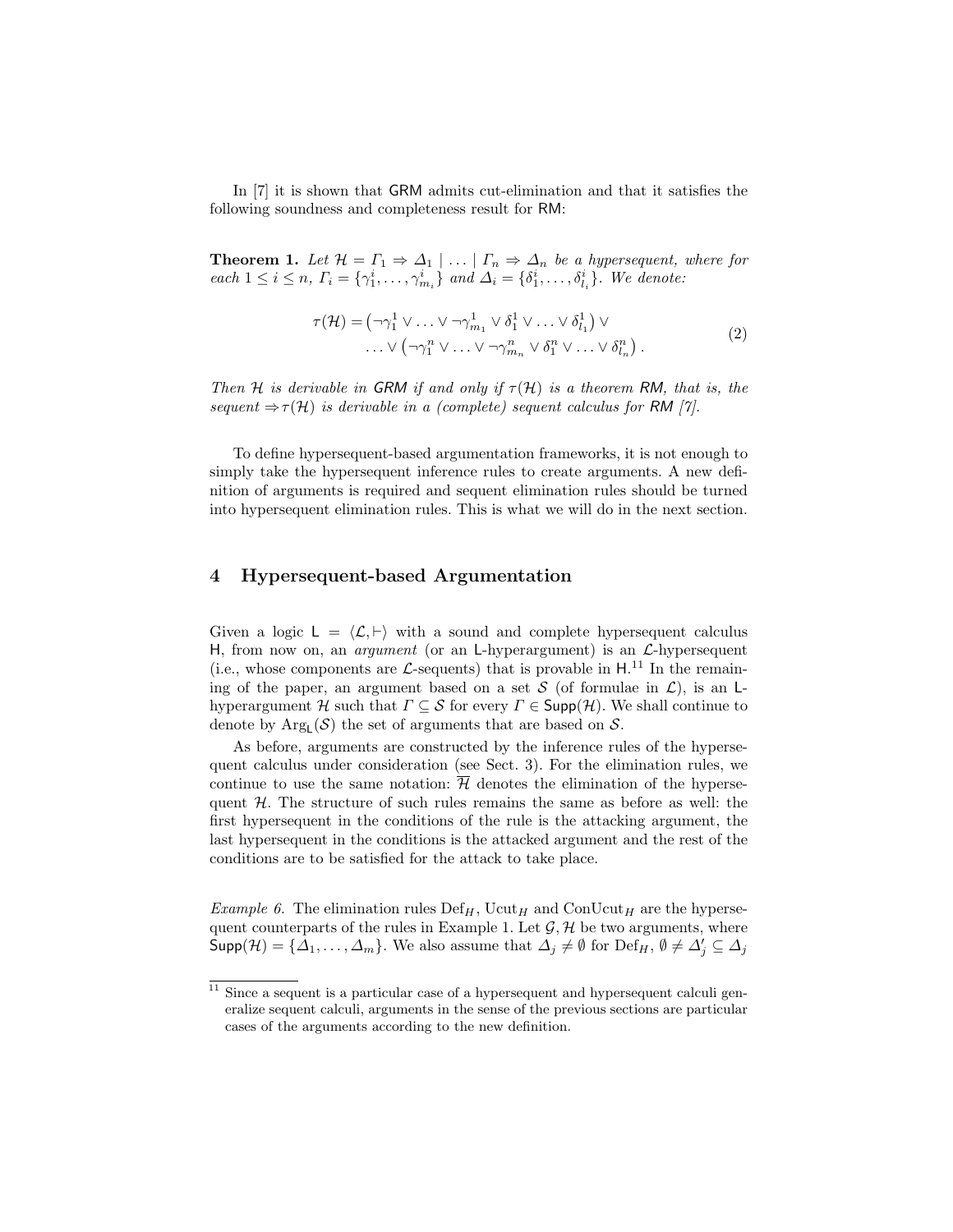In [7] it is shown that GRM admits cut-elimination and that it satisfies the following soundness and completeness result for RM:

**Theorem 1.** *Let $\mathcal{H} = \Gamma_1 \Rightarrow \Delta_1 \mid \ldots \mid \Gamma_n \Rightarrow \Delta_n$ be a hypersequent, where for each $1 \leq i \leq n$, $\Gamma_i = \{\gamma^i_1, \ldots, \gamma^i_{m_i}\}$ and $\Delta_i = \{\delta^i_1, \ldots, \delta^i_{l_i}\}$. We denote:*

$$\tau(\mathcal{H}) = \left(\neg\gamma^1_1 \vee \ldots \vee \neg\gamma^1_{m_1} \vee \delta^1_1 \vee \ldots \vee \delta^1_{l_1}\right) \vee \\ \ldots \vee \left(\neg\gamma^n_1 \vee \ldots \vee \neg\gamma^n_{m_n} \vee \delta^n_1 \vee \ldots \vee \delta^n_{l_n}\right). \tag{2}$$

*Then $\mathcal{H}$ is derivable in GRM if and only if $\tau(\mathcal{H})$ is a theorem RM, that is, the sequent $\Rightarrow \tau(\mathcal{H})$ is derivable in a (complete) sequent calculus for RM [7].*

To define hypersequent-based argumentation frameworks, it is not enough to simply take the hypersequent inference rules to create arguments. A new definition of arguments is required and sequent elimination rules should be turned into hypersequent elimination rules. This is what we will do in the next section.

## 4 Hypersequent-based Argumentation

Given a logic $\mathsf{L} = \langle \mathcal{L}, \vdash \rangle$ with a sound and complete hypersequent calculus H, from now on, an *argument* (or an L-hyperargument) is an $\mathcal{L}$-hypersequent (i.e., whose components are $\mathcal{L}$-sequents) that is provable in H.[11] In the remaining of the paper, an argument based on a set $\mathcal{S}$ (of formulae in $\mathcal{L}$), is an L-hyperargument $\mathcal{H}$ such that $\Gamma \subseteq \mathcal{S}$ for every $\Gamma \in \mathsf{Supp}(\mathcal{H})$. We shall continue to denote by $\mathrm{Arg}_{\mathsf{L}}(\mathcal{S})$ the set of arguments that are based on $\mathcal{S}$.

As before, arguments are constructed by the inference rules of the hypersequent calculus under consideration (see Sect. 3). For the elimination rules, we continue to use the same notation: $\overline{\mathcal{H}}$ denotes the elimination of the hypersequent $\mathcal{H}$. The structure of such rules remains the same as before as well: the first hypersequent in the conditions of the rule is the attacking argument, the last hypersequent in the conditions is the attacked argument and the rest of the conditions are to be satisfied for the attack to take place.

*Example 6.* The elimination rules $\mathrm{Def}_H$, $\mathrm{Ucut}_H$ and $\mathrm{ConUcut}_H$ are the hypersequent counterparts of the rules in Example 1. Let $\mathcal{G}, \mathcal{H}$ be two arguments, where $\mathsf{Supp}(\mathcal{H}) = \{\Delta_1, \ldots, \Delta_m\}$. We also assume that $\Delta_j \neq \emptyset$ for $\mathrm{Def}_H$, $\emptyset \neq \Delta'_j \subseteq \Delta_j$

[11] Since a sequent is a particular case of a hypersequent and hypersequent calculi generalize sequent calculi, arguments in the sense of the previous sections are particular cases of the arguments according to the new definition.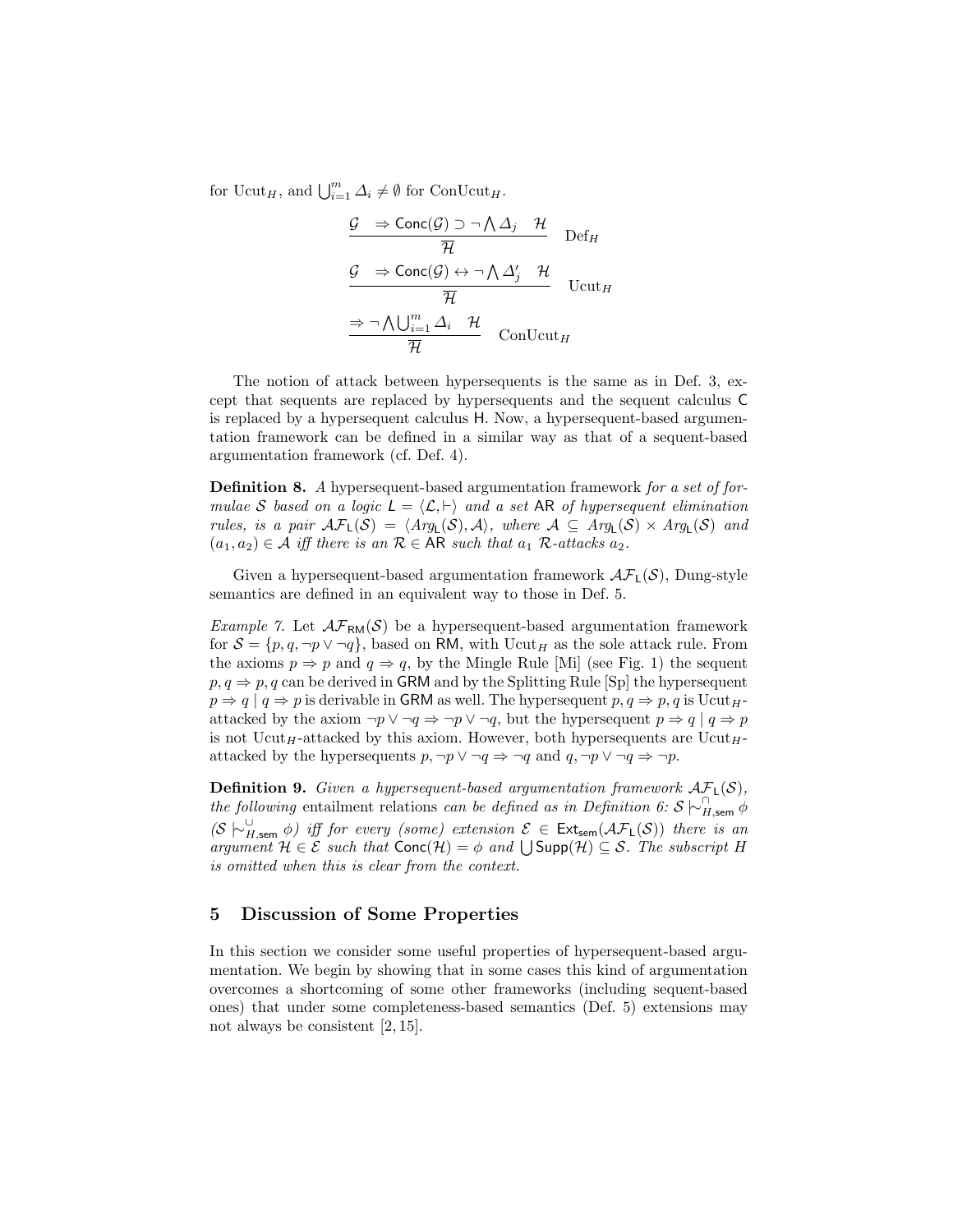for $\text{Ucut}_H$, and $\bigcup_{i=1}^{m} \Delta_i \neq \emptyset$ for $\text{ConUcut}_H$.

$$\frac{\mathcal{G} \quad \Rightarrow \mathsf{Conc}(\mathcal{G}) \supset \neg \bigwedge \Delta_j \quad \mathcal{H}}{\overline{\mathcal{H}}} \quad \text{Def}_H$$

$$\frac{\mathcal{G} \quad \Rightarrow \mathsf{Conc}(\mathcal{G}) \leftrightarrow \neg \bigwedge \Delta'_j \quad \mathcal{H}}{\overline{\mathcal{H}}} \quad \text{Ucut}_H$$

$$\frac{\Rightarrow \neg \bigwedge \bigcup_{i=1}^{m} \Delta_i \quad \mathcal{H}}{\overline{\mathcal{H}}} \quad \text{ConUcut}_H$$

The notion of attack between hypersequents is the same as in Def. 3, except that sequents are replaced by hypersequents and the sequent calculus $\mathsf{C}$ is replaced by a hypersequent calculus $\mathsf{H}$. Now, a hypersequent-based argumentation framework can be defined in a similar way as that of a sequent-based argumentation framework (cf. Def. 4).

**Definition 8.** *A* hypersequent-based argumentation framework *for a set of formulae $\mathcal{S}$ based on a logic $\mathsf{L} = \langle \mathcal{L}, \vdash \rangle$ and a set $\mathsf{AR}$ of hypersequent elimination rules, is a pair $\mathcal{AF}_{\mathsf{L}}(\mathcal{S}) = \langle Arg_{\mathsf{L}}(\mathcal{S}), \mathcal{A} \rangle$, where $\mathcal{A} \subseteq Arg_{\mathsf{L}}(\mathcal{S}) \times Arg_{\mathsf{L}}(\mathcal{S})$ and $(a_1, a_2) \in \mathcal{A}$ iff there is an $\mathcal{R} \in \mathsf{AR}$ such that $a_1$ $\mathcal{R}$-attacks $a_2$.*

Given a hypersequent-based argumentation framework $\mathcal{AF}_{\mathsf{L}}(\mathcal{S})$, Dung-style semantics are defined in an equivalent way to those in Def. 5.

*Example 7.* Let $\mathcal{AF}_{\mathsf{RM}}(\mathcal{S})$ be a hypersequent-based argumentation framework for $\mathcal{S} = \{p, q, \neg p \vee \neg q\}$, based on $\mathsf{RM}$, with $\text{Ucut}_H$ as the sole attack rule. From the axioms $p \Rightarrow p$ and $q \Rightarrow q$, by the Mingle Rule [Mi] (see Fig. 1) the sequent $p, q \Rightarrow p, q$ can be derived in $\mathsf{GRM}$ and by the Splitting Rule [Sp] the hypersequent $p \Rightarrow q \mid q \Rightarrow p$ is derivable in $\mathsf{GRM}$ as well. The hypersequent $p, q \Rightarrow p, q$ is $\text{Ucut}_H$-attacked by the axiom $\neg p \vee \neg q \Rightarrow \neg p \vee \neg q$, but the hypersequent $p \Rightarrow q \mid q \Rightarrow p$ is not $\text{Ucut}_H$-attacked by this axiom. However, both hypersequents are $\text{Ucut}_H$-attacked by the hypersequents $p, \neg p \vee \neg q \Rightarrow \neg q$ and $q, \neg p \vee \neg q \Rightarrow \neg p$.

**Definition 9.** *Given a hypersequent-based argumentation framework $\mathcal{AF}_{\mathsf{L}}(\mathcal{S})$, the following* entailment relations *can be defined as in Definition 6: $\mathcal{S} \mathrel{|\!\!\sim}^{\cap}_{H,\mathsf{sem}} \phi$ ($\mathcal{S} \mathrel{|\!\!\sim}^{\cup}_{H,\mathsf{sem}} \phi$) iff for every (some) extension $\mathcal{E} \in \mathsf{Ext}_{\mathsf{sem}}(\mathcal{AF}_{\mathsf{L}}(\mathcal{S}))$ there is an argument $\mathcal{H} \in \mathcal{E}$ such that $\mathsf{Conc}(\mathcal{H}) = \phi$ and $\bigcup \mathsf{Supp}(\mathcal{H}) \subseteq \mathcal{S}$. The subscript $H$ is omitted when this is clear from the context.*

## 5 Discussion of Some Properties

In this section we consider some useful properties of hypersequent-based argumentation. We begin by showing that in some cases this kind of argumentation overcomes a shortcoming of some other frameworks (including sequent-based ones) that under some completeness-based semantics (Def. 5) extensions may not always be consistent [2, 15].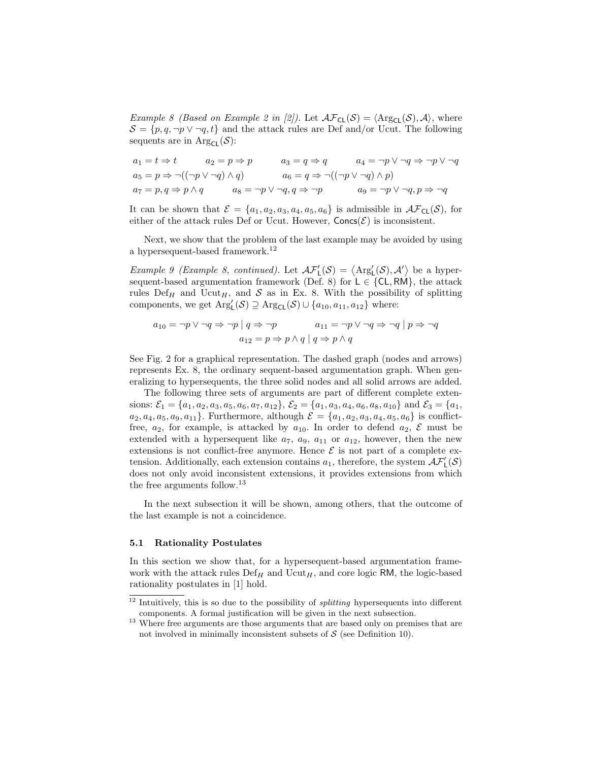*Example 8 (Based on Example 2 in [2]).* Let $\mathcal{AF}_{\mathsf{CL}}(\mathcal{S}) = \langle \mathrm{Arg}_{\mathsf{CL}}(\mathcal{S}), \mathcal{A} \rangle$, where $\mathcal{S} = \{p, q, \neg p \vee \neg q, t\}$ and the attack rules are Def and/or Ucut. The following sequents are in $\mathrm{Arg}_{\mathsf{CL}}(\mathcal{S})$:

$$a_1 = t \Rightarrow t \qquad a_2 = p \Rightarrow p \qquad a_3 = q \Rightarrow q \qquad a_4 = \neg p \vee \neg q \Rightarrow \neg p \vee \neg q$$
$$a_5 = p \Rightarrow \neg((\neg p \vee \neg q) \wedge q) \qquad a_6 = q \Rightarrow \neg((\neg p \vee \neg q) \wedge p)$$
$$a_7 = p, q \Rightarrow p \wedge q \qquad a_8 = \neg p \vee \neg q, q \Rightarrow \neg p \qquad a_9 = \neg p \vee \neg q, p \Rightarrow \neg q$$

It can be shown that $\mathcal{E} = \{a_1, a_2, a_3, a_4, a_5, a_6\}$ is admissible in $\mathcal{AF}_{\mathsf{CL}}(\mathcal{S})$, for either of the attack rules Def or Ucut. However, $\mathsf{Concs}(\mathcal{E})$ is inconsistent.

Next, we show that the problem of the last example may be avoided by using a hypersequent-based framework.[12]

*Example 9 (Example 8, continued).* Let $\mathcal{AF}'_{\mathsf{L}}(\mathcal{S}) = \langle \mathrm{Arg}'_{\mathsf{L}}(\mathcal{S}), \mathcal{A}' \rangle$ be a hypersequent-based argumentation framework (Def. 8) for $\mathsf{L} \in \{\mathsf{CL}, \mathsf{RM}\}$, the attack rules $\mathrm{Def}_H$ and $\mathrm{Ucut}_H$, and $\mathcal{S}$ as in Ex. 8. With the possibility of splitting components, we get $\mathrm{Arg}'_{\mathsf{L}}(\mathcal{S}) \supseteq \mathrm{Arg}_{\mathsf{CL}}(\mathcal{S}) \cup \{a_{10}, a_{11}, a_{12}\}$ where:

$$a_{10} = \neg p \vee \neg q \Rightarrow \neg p \mid q \Rightarrow \neg p \qquad a_{11} = \neg p \vee \neg q \Rightarrow \neg q \mid p \Rightarrow \neg q$$
$$a_{12} = p \Rightarrow p \wedge q \mid q \Rightarrow p \wedge q$$

See Fig. 2 for a graphical representation. The dashed graph (nodes and arrows) represents Ex. 8, the ordinary sequent-based argumentation graph. When generalizing to hypersequents, the three solid nodes and all solid arrows are added.

The following three sets of arguments are part of different complete extensions: $\mathcal{E}_1 = \{a_1, a_2, a_3, a_5, a_6, a_7, a_{12}\}$, $\mathcal{E}_2 = \{a_1, a_3, a_4, a_6, a_8, a_{10}\}$ and $\mathcal{E}_3 = \{a_1, a_2, a_4, a_5, a_9, a_{11}\}$. Furthermore, although $\mathcal{E} = \{a_1, a_2, a_3, a_4, a_5, a_6\}$ is conflict-free, $a_2$, for example, is attacked by $a_{10}$. In order to defend $a_2$, $\mathcal{E}$ must be extended with a hypersequent like $a_7$, $a_9$, $a_{11}$ or $a_{12}$, however, then the new extensions is not conflict-free anymore. Hence $\mathcal{E}$ is not part of a complete extension. Additionally, each extension contains $a_1$, therefore, the system $\mathcal{AF}'_{\mathsf{L}}(\mathcal{S})$ does not only avoid inconsistent extensions, it provides extensions from which the free arguments follow.[13]

In the next subsection it will be shown, among others, that the outcome of the last example is not a coincidence.

### 5.1 Rationality Postulates

In this section we show that, for a hypersequent-based argumentation framework with the attack rules $\mathrm{Def}_H$ and $\mathrm{Ucut}_H$, and core logic $\mathsf{RM}$, the logic-based rationality postulates in [1] hold.

[12] Intuitively, this is so due to the possibility of *splitting* hypersequents into different components. A formal justification will be given in the next subsection.

[13] Where free arguments are those arguments that are based only on premises that are not involved in minimally inconsistent subsets of $\mathcal{S}$ (see Definition 10).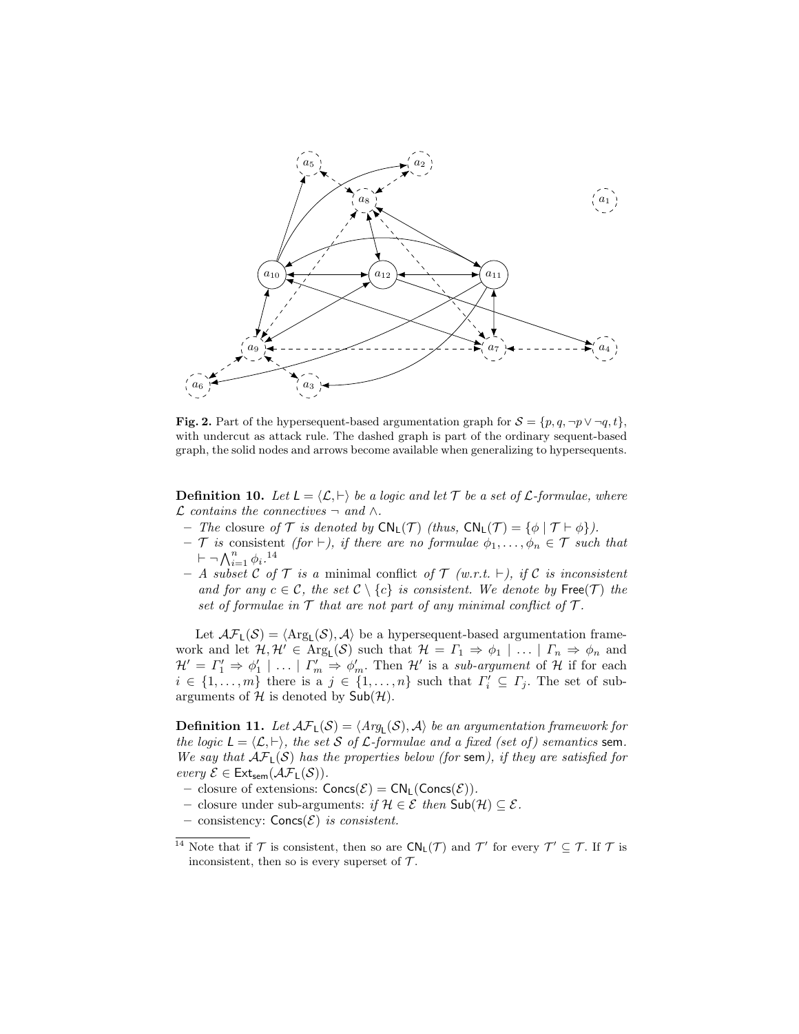**Fig. 2.** Part of the hypersequent-based argumentation graph for $\mathcal{S} = \{p, q, \neg p \vee \neg q, t\}$, with undercut as attack rule. The dashed graph is part of the ordinary sequent-based graph, the solid nodes and arrows become available when generalizing to hypersequents.

**Definition 10.** *Let $\mathsf{L} = \langle \mathcal{L}, \vdash \rangle$ be a logic and let $\mathcal{T}$ be a set of $\mathcal{L}$-formulae, where $\mathcal{L}$ contains the connectives $\neg$ and $\wedge$.*

- *The* closure *of $\mathcal{T}$ is denoted by $\mathsf{CN}_\mathsf{L}(\mathcal{T})$ (thus, $\mathsf{CN}_\mathsf{L}(\mathcal{T}) = \{\phi \mid \mathcal{T} \vdash \phi\}$).*
- *$\mathcal{T}$ is* consistent *(for $\vdash$), if there are no formulae $\phi_1, \ldots, \phi_n \in \mathcal{T}$ such that $\vdash \neg \bigwedge_{i=1}^{n} \phi_i$.*[14]
- *A subset $\mathcal{C}$ of $\mathcal{T}$ is a* minimal conflict *of $\mathcal{T}$ (w.r.t. $\vdash$), if $\mathcal{C}$ is inconsistent and for any $c \in \mathcal{C}$, the set $\mathcal{C} \setminus \{c\}$ is consistent. We denote by $\mathsf{Free}(\mathcal{T})$ the set of formulae in $\mathcal{T}$ that are not part of any minimal conflict of $\mathcal{T}$.*

Let $\mathcal{AF}_\mathsf{L}(\mathcal{S}) = \langle \mathrm{Arg}_\mathsf{L}(\mathcal{S}), \mathcal{A} \rangle$ be a hypersequent-based argumentation framework and let $\mathcal{H}, \mathcal{H}' \in \mathrm{Arg}_\mathsf{L}(\mathcal{S})$ such that $\mathcal{H} = \Gamma_1 \Rightarrow \phi_1 \mid \ldots \mid \Gamma_n \Rightarrow \phi_n$ and $\mathcal{H}' = \Gamma'_1 \Rightarrow \phi'_1 \mid \ldots \mid \Gamma'_m \Rightarrow \phi'_m$. Then $\mathcal{H}'$ is a *sub-argument* of $\mathcal{H}$ if for each $i \in \{1, \ldots, m\}$ there is a $j \in \{1, \ldots, n\}$ such that $\Gamma'_i \subseteq \Gamma_j$. The set of sub-arguments of $\mathcal{H}$ is denoted by $\mathsf{Sub}(\mathcal{H})$.

**Definition 11.** *Let $\mathcal{AF}_\mathsf{L}(\mathcal{S}) = \langle Arg_\mathsf{L}(\mathcal{S}), \mathcal{A} \rangle$ be an argumentation framework for the logic $\mathsf{L} = \langle \mathcal{L}, \vdash \rangle$, the set $\mathcal{S}$ of $\mathcal{L}$-formulae and a fixed (set of) semantics* sem*. We say that $\mathcal{AF}_\mathsf{L}(\mathcal{S})$ has the properties below (for* sem*), if they are satisfied for every $\mathcal{E} \in \mathsf{Ext}_\mathsf{sem}(\mathcal{AF}_\mathsf{L}(\mathcal{S}))$.*

- closure of extensions: $\mathsf{Concs}(\mathcal{E}) = \mathsf{CN}_\mathsf{L}(\mathsf{Concs}(\mathcal{E}))$.
- closure under sub-arguments: *if $\mathcal{H} \in \mathcal{E}$ then $\mathsf{Sub}(\mathcal{H}) \subseteq \mathcal{E}$.*
- consistency: $\mathsf{Concs}(\mathcal{E})$ *is consistent.*

[14] Note that if $\mathcal{T}$ is consistent, then so are $\mathsf{CN}_\mathsf{L}(\mathcal{T})$ and $\mathcal{T}'$ for every $\mathcal{T}' \subseteq \mathcal{T}$. If $\mathcal{T}$ is inconsistent, then so is every superset of $\mathcal{T}$.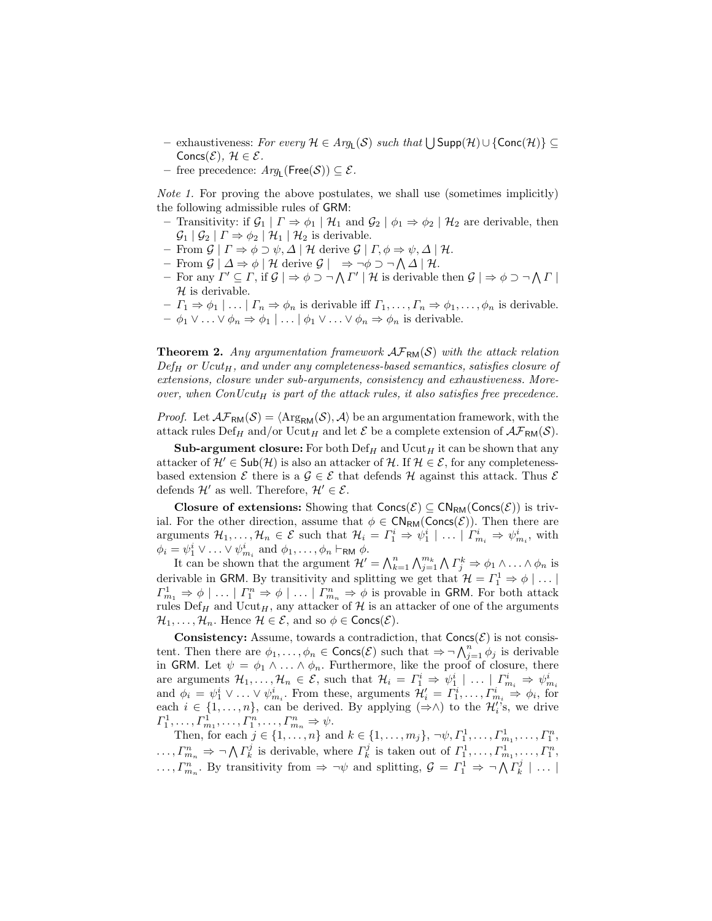- exhaustiveness: *For every $\mathcal{H} \in Arg_{\mathsf{L}}(\mathcal{S})$ such that $\bigcup \mathsf{Supp}(\mathcal{H}) \cup \{\mathsf{Conc}(\mathcal{H})\} \subseteq \mathsf{Concs}(\mathcal{E})$, $\mathcal{H} \in \mathcal{E}$.*
- free precedence: $Arg_{\mathsf{L}}(\mathsf{Free}(\mathcal{S})) \subseteq \mathcal{E}$.

*Note 1.* For proving the above postulates, we shall use (sometimes implicitly) the following admissible rules of GRM:

- Transitivity: if $\mathcal{G}_1 \mid \Gamma \Rightarrow \phi_1 \mid \mathcal{H}_1$ and $\mathcal{G}_2 \mid \phi_1 \Rightarrow \phi_2 \mid \mathcal{H}_2$ are derivable, then $\mathcal{G}_1 \mid \mathcal{G}_2 \mid \Gamma \Rightarrow \phi_2 \mid \mathcal{H}_1 \mid \mathcal{H}_2$ is derivable.
- From $\mathcal{G} \mid \Gamma \Rightarrow \phi \supset \psi, \Delta \mid \mathcal{H}$ derive $\mathcal{G} \mid \Gamma, \phi \Rightarrow \psi, \Delta \mid \mathcal{H}$.
- From $\mathcal{G} \mid \Delta \Rightarrow \phi \mid \mathcal{H}$ derive $\mathcal{G} \mid \ \Rightarrow \neg\phi \supset \neg \bigwedge \Delta \mid \mathcal{H}$.
- For any $\Gamma' \subseteq \Gamma$, if $\mathcal{G} \mid \ \Rightarrow \phi \supset \neg \bigwedge \Gamma' \mid \mathcal{H}$ is derivable then $\mathcal{G} \mid \ \Rightarrow \phi \supset \neg \bigwedge \Gamma \mid \mathcal{H}$ is derivable.
- $\Gamma_1 \Rightarrow \phi_1 \mid \ldots \mid \Gamma_n \Rightarrow \phi_n$ is derivable iff $\Gamma_1, \ldots, \Gamma_n \Rightarrow \phi_1, \ldots, \phi_n$ is derivable.
- $\phi_1 \vee \ldots \vee \phi_n \Rightarrow \phi_1 \mid \ldots \mid \phi_1 \vee \ldots \vee \phi_n \Rightarrow \phi_n$ is derivable.

**Theorem 2.** *Any argumentation framework $\mathcal{AF}_{\mathsf{RM}}(\mathcal{S})$ with the attack relation $Def_H$ or $Ucut_H$, and under any completeness-based semantics, satisfies closure of extensions, closure under sub-arguments, consistency and exhaustiveness. Moreover, when $ConUcut_H$ is part of the attack rules, it also satisfies free precedence.*

*Proof.* Let $\mathcal{AF}_{\mathsf{RM}}(\mathcal{S}) = \langle \mathrm{Arg}_{\mathsf{RM}}(\mathcal{S}), \mathcal{A} \rangle$ be an argumentation framework, with the attack rules $\mathrm{Def}_H$ and/or $\mathrm{Ucut}_H$ and let $\mathcal{E}$ be a complete extension of $\mathcal{AF}_{\mathsf{RM}}(\mathcal{S})$.

**Sub-argument closure:** For both $\mathrm{Def}_H$ and $\mathrm{Ucut}_H$ it can be shown that any attacker of $\mathcal{H}' \in \mathsf{Sub}(\mathcal{H})$ is also an attacker of $\mathcal{H}$. If $\mathcal{H} \in \mathcal{E}$, for any completeness-based extension $\mathcal{E}$ there is a $\mathcal{G} \in \mathcal{E}$ that defends $\mathcal{H}$ against this attack. Thus $\mathcal{E}$ defends $\mathcal{H}'$ as well. Therefore, $\mathcal{H}' \in \mathcal{E}$.

**Closure of extensions:** Showing that $\mathsf{Concs}(\mathcal{E}) \subseteq \mathsf{CN}_{\mathsf{RM}}(\mathsf{Concs}(\mathcal{E}))$ is trivial. For the other direction, assume that $\phi \in \mathsf{CN}_{\mathsf{RM}}(\mathsf{Concs}(\mathcal{E}))$. Then there are arguments $\mathcal{H}_1, \ldots, \mathcal{H}_n \in \mathcal{E}$ such that $\mathcal{H}_i = \Gamma_1^i \Rightarrow \psi_1^i \mid \ldots \mid \Gamma_{m_i}^i \Rightarrow \psi_{m_i}^i$, with $\phi_i = \psi_1^i \vee \ldots \vee \psi_{m_i}^i$ and $\phi_1, \ldots, \phi_n \vdash_{\mathsf{RM}} \phi$.

It can be shown that the argument $\mathcal{H}' = \bigwedge_{k=1}^{n} \bigwedge_{j=1}^{m_k} \bigwedge \Gamma_j^k \Rightarrow \phi_1 \wedge \ldots \wedge \phi_n$ is derivable in GRM. By transitivity and splitting we get that $\mathcal{H} = \Gamma_1^1 \Rightarrow \phi \mid \ldots \mid \Gamma_{m_1}^1 \Rightarrow \phi \mid \ldots \mid \Gamma_1^n \Rightarrow \phi \mid \ldots \mid \Gamma_{m_n}^n \Rightarrow \phi$ is provable in GRM. For both attack rules $\mathrm{Def}_H$ and $\mathrm{Ucut}_H$, any attacker of $\mathcal{H}$ is an attacker of one of the arguments $\mathcal{H}_1, \ldots, \mathcal{H}_n$. Hence $\mathcal{H} \in \mathcal{E}$, and so $\phi \in \mathsf{Concs}(\mathcal{E})$.

**Consistency:** Assume, towards a contradiction, that $\mathsf{Concs}(\mathcal{E})$ is not consistent. Then there are $\phi_1, \ldots, \phi_n \in \mathsf{Concs}(\mathcal{E})$ such that $\Rightarrow \neg \bigwedge_{j=1}^{n} \phi_j$ is derivable in GRM. Let $\psi = \phi_1 \wedge \ldots \wedge \phi_n$. Furthermore, like the proof of closure, there are arguments $\mathcal{H}_1, \ldots, \mathcal{H}_n \in \mathcal{E}$, such that $\mathcal{H}_i = \Gamma_1^i \Rightarrow \psi_1^i \mid \ldots \mid \Gamma_{m_i}^i \Rightarrow \psi_{m_i}^i$ and $\phi_i = \psi_1^i \vee \ldots \vee \psi_{m_i}^i$. From these, arguments $\mathcal{H}_i' = \Gamma_1^i, \ldots, \Gamma_{m_i}^i \Rightarrow \phi_i$, for each $i \in \{1, \ldots, n\}$, can be derived. By applying $(\Rightarrow\wedge)$ to the $\mathcal{H}_i'$'s, we drive $\Gamma_1^1, \ldots, \Gamma_{m_1}^1, \ldots, \Gamma_1^n, \ldots, \Gamma_{m_n}^n \Rightarrow \psi$.

Then, for each $j \in \{1, \ldots, n\}$ and $k \in \{1, \ldots, m_j\}$, $\neg\psi, \Gamma_1^1, \ldots, \Gamma_{m_1}^1, \ldots, \Gamma_1^n, \ldots, \Gamma_{m_n}^n \Rightarrow \neg \bigwedge \Gamma_k^j$ is derivable, where $\Gamma_k^j$ is taken out of $\Gamma_1^1, \ldots, \Gamma_{m_1}^1, \ldots, \Gamma_1^n, \ldots, \Gamma_{m_n}^n$. By transitivity from $\Rightarrow \neg\psi$ and splitting, $\mathcal{G} = \Gamma_1^1 \Rightarrow \neg \bigwedge \Gamma_k^j \mid \ldots \mid$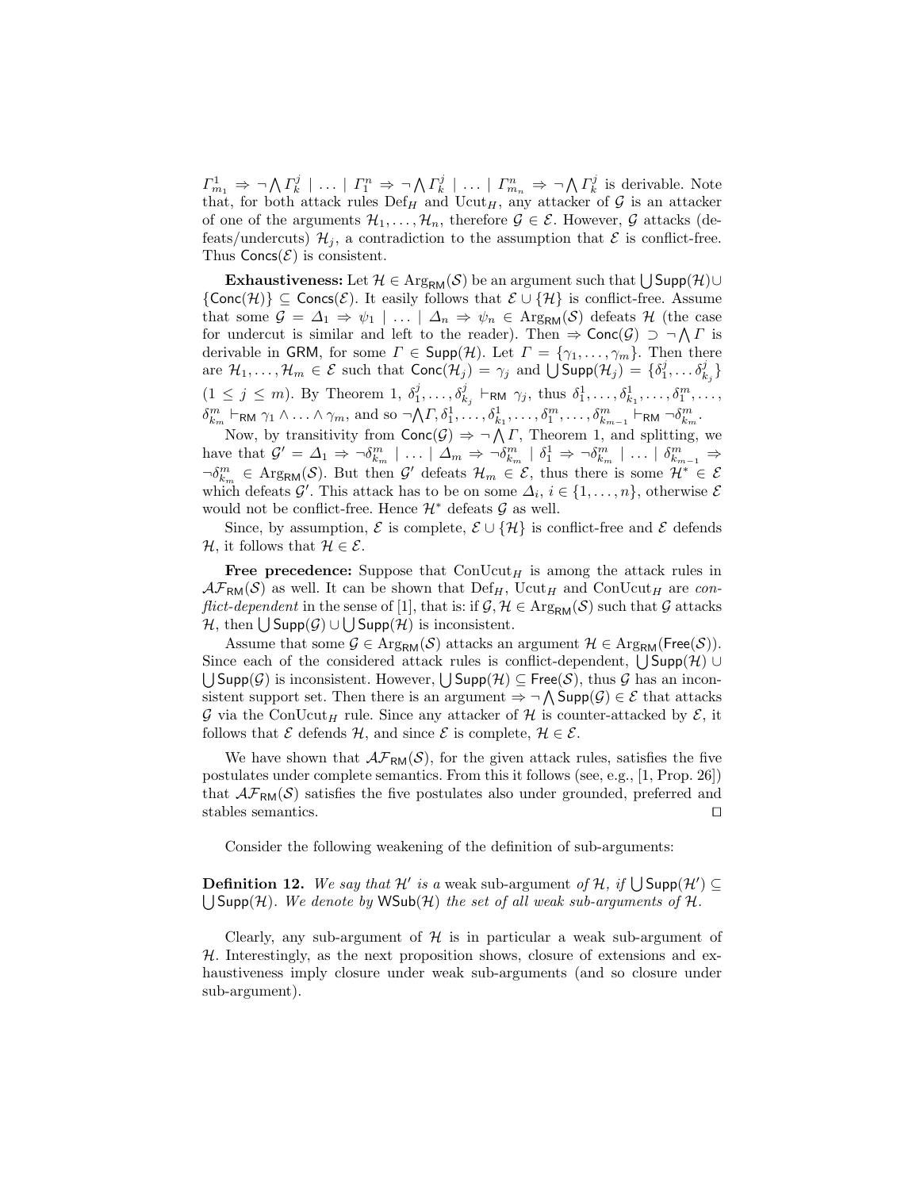$\Gamma^1_{m_1} \Rightarrow \neg \bigwedge \Gamma^j_k \mid \ldots \mid \Gamma^n_1 \Rightarrow \neg \bigwedge \Gamma^j_k \mid \ldots \mid \Gamma^n_{m_n} \Rightarrow \neg \bigwedge \Gamma^j_k$ is derivable. Note that, for both attack rules $\text{Def}_H$ and $\text{Ucut}_H$, any attacker of $\mathcal{G}$ is an attacker of one of the arguments $\mathcal{H}_1, \ldots, \mathcal{H}_n$, therefore $\mathcal{G} \in \mathcal{E}$. However, $\mathcal{G}$ attacks (defeats/undercuts) $\mathcal{H}_j$, a contradiction to the assumption that $\mathcal{E}$ is conflict-free. Thus $\mathsf{Concs}(\mathcal{E})$ is consistent.

**Exhaustiveness:** Let $\mathcal{H} \in \text{Arg}_{\mathsf{RM}}(\mathcal{S})$ be an argument such that $\bigcup \mathsf{Supp}(\mathcal{H}) \cup \{\mathsf{Conc}(\mathcal{H})\} \subseteq \mathsf{Concs}(\mathcal{E})$. It easily follows that $\mathcal{E} \cup \{\mathcal{H}\}$ is conflict-free. Assume that some $\mathcal{G} = \Delta_1 \Rightarrow \psi_1 \mid \ldots \mid \Delta_n \Rightarrow \psi_n \in \text{Arg}_{\mathsf{RM}}(\mathcal{S})$ defeats $\mathcal{H}$ (the case for undercut is similar and left to the reader). Then $\Rightarrow \mathsf{Conc}(\mathcal{G}) \supset \neg \bigwedge \Gamma$ is derivable in GRM, for some $\Gamma \in \mathsf{Supp}(\mathcal{H})$. Let $\Gamma = \{\gamma_1, \ldots, \gamma_m\}$. Then there are $\mathcal{H}_1, \ldots, \mathcal{H}_m \in \mathcal{E}$ such that $\mathsf{Conc}(\mathcal{H}_j) = \gamma_j$ and $\bigcup \mathsf{Supp}(\mathcal{H}_j) = \{\delta^j_1, \ldots \delta^j_{k_j}\}$ ($1 \leq j \leq m$). By Theorem 1, $\delta^j_1, \ldots, \delta^j_{k_j} \vdash_{\mathsf{RM}} \gamma_j$, thus $\delta^1_1, \ldots, \delta^1_{k_1}, \ldots, \delta^m_1, \ldots, \delta^m_{k_m} \vdash_{\mathsf{RM}} \gamma_1 \wedge \ldots \wedge \gamma_m$, and so $\neg \bigwedge \Gamma, \delta^1_1, \ldots, \delta^1_{k_1}, \ldots, \delta^m_1, \ldots, \delta^m_{k_{m-1}} \vdash_{\mathsf{RM}} \neg \delta^m_{k_m}$.

Now, by transitivity from $\mathsf{Conc}(\mathcal{G}) \Rightarrow \neg \bigwedge \Gamma$, Theorem 1, and splitting, we have that $\mathcal{G}' = \Delta_1 \Rightarrow \neg \delta^m_{k_m} \mid \ldots \mid \Delta_m \Rightarrow \neg \delta^m_{k_m} \mid \delta^1_1 \Rightarrow \neg \delta^m_{k_m} \mid \ldots \mid \delta^m_{k_{m-1}} \Rightarrow \neg \delta^m_{k_m} \in \text{Arg}_{\mathsf{RM}}(\mathcal{S})$. But then $\mathcal{G}'$ defeats $\mathcal{H}_m \in \mathcal{E}$, thus there is some $\mathcal{H}^* \in \mathcal{E}$ which defeats $\mathcal{G}'$. This attack has to be on some $\Delta_i$, $i \in \{1, \ldots, n\}$, otherwise $\mathcal{E}$ would not be conflict-free. Hence $\mathcal{H}^*$ defeats $\mathcal{G}$ as well.

Since, by assumption, $\mathcal{E}$ is complete, $\mathcal{E} \cup \{\mathcal{H}\}$ is conflict-free and $\mathcal{E}$ defends $\mathcal{H}$, it follows that $\mathcal{H} \in \mathcal{E}$.

**Free precedence:** Suppose that $\text{ConUcut}_H$ is among the attack rules in $\mathcal{AF}_{\mathsf{RM}}(\mathcal{S})$ as well. It can be shown that $\text{Def}_H$, $\text{Ucut}_H$ and $\text{ConUcut}_H$ are *conflict-dependent* in the sense of [1], that is: if $\mathcal{G}, \mathcal{H} \in \text{Arg}_{\mathsf{RM}}(\mathcal{S})$ such that $\mathcal{G}$ attacks $\mathcal{H}$, then $\bigcup \mathsf{Supp}(\mathcal{G}) \cup \bigcup \mathsf{Supp}(\mathcal{H})$ is inconsistent.

Assume that some $\mathcal{G} \in \text{Arg}_{\mathsf{RM}}(\mathcal{S})$ attacks an argument $\mathcal{H} \in \text{Arg}_{\mathsf{RM}}(\mathsf{Free}(\mathcal{S}))$. Since each of the considered attack rules is conflict-dependent, $\bigcup \mathsf{Supp}(\mathcal{H}) \cup \bigcup \mathsf{Supp}(\mathcal{G})$ is inconsistent. However, $\bigcup \mathsf{Supp}(\mathcal{H}) \subseteq \mathsf{Free}(\mathcal{S})$, thus $\mathcal{G}$ has an inconsistent support set. Then there is an argument $\Rightarrow \neg \bigwedge \mathsf{Supp}(\mathcal{G}) \in \mathcal{E}$ that attacks $\mathcal{G}$ via the $\text{ConUcut}_H$ rule. Since any attacker of $\mathcal{H}$ is counter-attacked by $\mathcal{E}$, it follows that $\mathcal{E}$ defends $\mathcal{H}$, and since $\mathcal{E}$ is complete, $\mathcal{H} \in \mathcal{E}$.

We have shown that $\mathcal{AF}_{\mathsf{RM}}(\mathcal{S})$, for the given attack rules, satisfies the five postulates under complete semantics. From this it follows (see, e.g., [1, Prop. 26]) that $\mathcal{AF}_{\mathsf{RM}}(\mathcal{S})$ satisfies the five postulates also under grounded, preferred and stables semantics. $\square$

Consider the following weakening of the definition of sub-arguments:

**Definition 12.** *We say that $\mathcal{H}'$ is a* weak sub-argument *of $\mathcal{H}$, if $\bigcup \mathsf{Supp}(\mathcal{H}') \subseteq \bigcup \mathsf{Supp}(\mathcal{H})$. We denote by $\mathsf{WSub}(\mathcal{H})$ the set of all weak sub-arguments of $\mathcal{H}$.*

Clearly, any sub-argument of $\mathcal{H}$ is in particular a weak sub-argument of $\mathcal{H}$. Interestingly, as the next proposition shows, closure of extensions and exhaustiveness imply closure under weak sub-arguments (and so closure under sub-argument).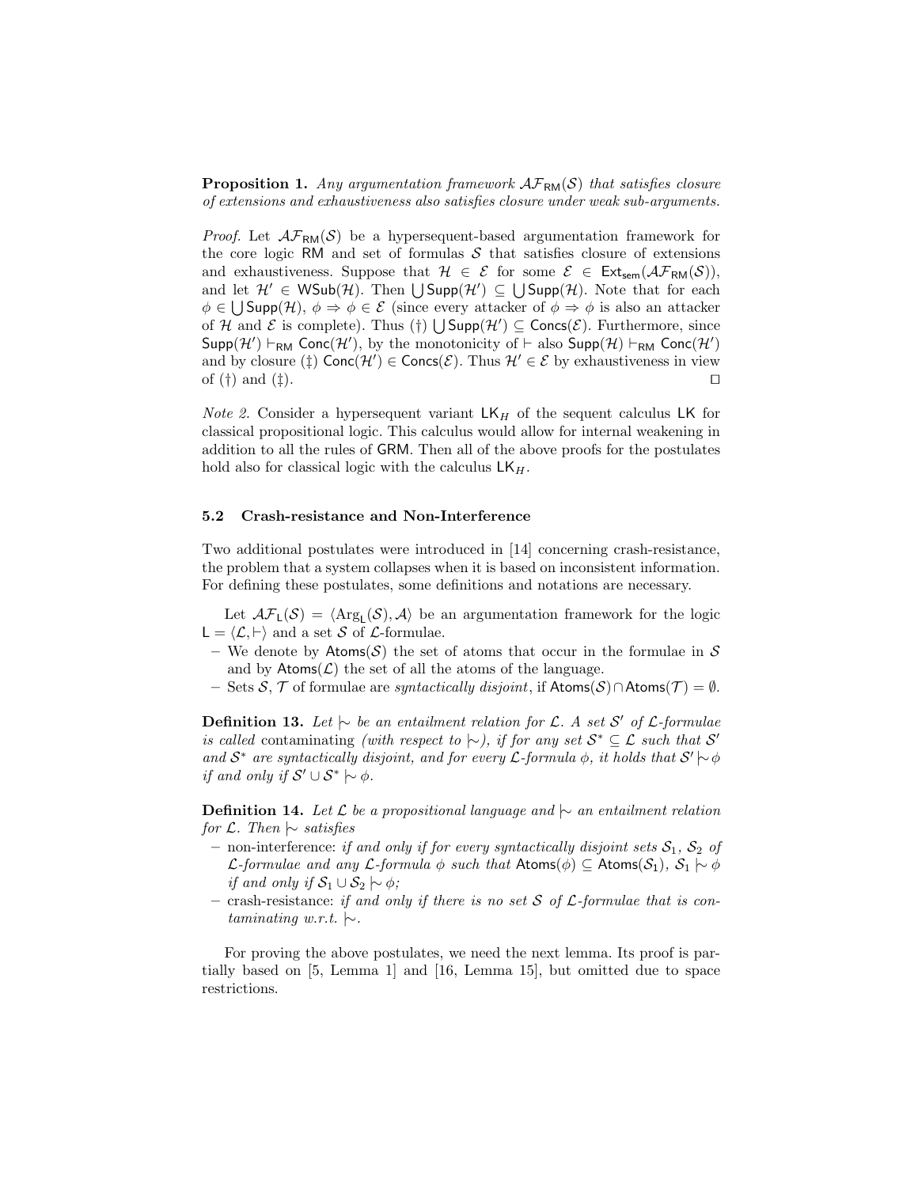**Proposition 1.** *Any argumentation framework $\mathcal{AF}_{\mathsf{RM}}(\mathcal{S})$ that satisfies closure of extensions and exhaustiveness also satisfies closure under weak sub-arguments.*

*Proof.* Let $\mathcal{AF}_{\mathsf{RM}}(\mathcal{S})$ be a hypersequent-based argumentation framework for the core logic RM and set of formulas $\mathcal{S}$ that satisfies closure of extensions and exhaustiveness. Suppose that $\mathcal{H} \in \mathcal{E}$ for some $\mathcal{E} \in \mathsf{Ext}_{\mathsf{sem}}(\mathcal{AF}_{\mathsf{RM}}(\mathcal{S}))$, and let $\mathcal{H}' \in \mathsf{WSub}(\mathcal{H})$. Then $\bigcup \mathsf{Supp}(\mathcal{H}') \subseteq \bigcup \mathsf{Supp}(\mathcal{H})$. Note that for each $\phi \in \bigcup \mathsf{Supp}(\mathcal{H})$, $\phi \Rightarrow \phi \in \mathcal{E}$ (since every attacker of $\phi \Rightarrow \phi$ is also an attacker of $\mathcal{H}$ and $\mathcal{E}$ is complete). Thus (†) $\bigcup \mathsf{Supp}(\mathcal{H}') \subseteq \mathsf{Concs}(\mathcal{E})$. Furthermore, since $\mathsf{Supp}(\mathcal{H}') \vdash_{\mathsf{RM}} \mathsf{Conc}(\mathcal{H}')$, by the monotonicity of $\vdash$ also $\mathsf{Supp}(\mathcal{H}) \vdash_{\mathsf{RM}} \mathsf{Conc}(\mathcal{H}')$ and by closure (‡) $\mathsf{Conc}(\mathcal{H}') \in \mathsf{Concs}(\mathcal{E})$. Thus $\mathcal{H}' \in \mathcal{E}$ by exhaustiveness in view of (†) and (‡). □

*Note 2.* Consider a hypersequent variant $\mathsf{LK}_H$ of the sequent calculus LK for classical propositional logic. This calculus would allow for internal weakening in addition to all the rules of GRM. Then all of the above proofs for the postulates hold also for classical logic with the calculus $\mathsf{LK}_H$.

### 5.2 Crash-resistance and Non-Interference

Two additional postulates were introduced in [14] concerning crash-resistance, the problem that a system collapses when it is based on inconsistent information. For defining these postulates, some definitions and notations are necessary.

Let $\mathcal{AF}_{\mathsf{L}}(\mathcal{S}) = \langle \mathrm{Arg}_{\mathsf{L}}(\mathcal{S}), \mathcal{A} \rangle$ be an argumentation framework for the logic $\mathsf{L} = \langle \mathcal{L}, \vdash \rangle$ and a set $\mathcal{S}$ of $\mathcal{L}$-formulae.

- We denote by $\mathsf{Atoms}(\mathcal{S})$ the set of atoms that occur in the formulae in $\mathcal{S}$ and by $\mathsf{Atoms}(\mathcal{L})$ the set of all the atoms of the language.
- Sets $\mathcal{S}$, $\mathcal{T}$ of formulae are *syntactically disjoint*, if $\mathsf{Atoms}(\mathcal{S}) \cap \mathsf{Atoms}(\mathcal{T}) = \emptyset$.

**Definition 13.** *Let $\mid\!\sim$ be an entailment relation for $\mathcal{L}$. A set $\mathcal{S}'$ of $\mathcal{L}$-formulae is called* contaminating *(with respect to $\mid\!\sim$), if for any set $\mathcal{S}^* \subseteq \mathcal{L}$ such that $\mathcal{S}'$ and $\mathcal{S}^*$ are syntactically disjoint, and for every $\mathcal{L}$-formula $\phi$, it holds that $\mathcal{S}' \mid\!\sim \phi$ if and only if $\mathcal{S}' \cup \mathcal{S}^* \mid\!\sim \phi$.*

**Definition 14.** *Let $\mathcal{L}$ be a propositional language and $\mid\!\sim$ an entailment relation for $\mathcal{L}$. Then $\mid\!\sim$ satisfies*

- non-interference: *if and only if for every syntactically disjoint sets $\mathcal{S}_1$, $\mathcal{S}_2$ of $\mathcal{L}$-formulae and any $\mathcal{L}$-formula $\phi$ such that $\mathsf{Atoms}(\phi) \subseteq \mathsf{Atoms}(\mathcal{S}_1)$, $\mathcal{S}_1 \mid\!\sim \phi$ if and only if $\mathcal{S}_1 \cup \mathcal{S}_2 \mid\!\sim \phi$;*
- crash-resistance: *if and only if there is no set $\mathcal{S}$ of $\mathcal{L}$-formulae that is contaminating w.r.t. $\mid\!\sim$.*

For proving the above postulates, we need the next lemma. Its proof is partially based on [5, Lemma 1] and [16, Lemma 15], but omitted due to space restrictions.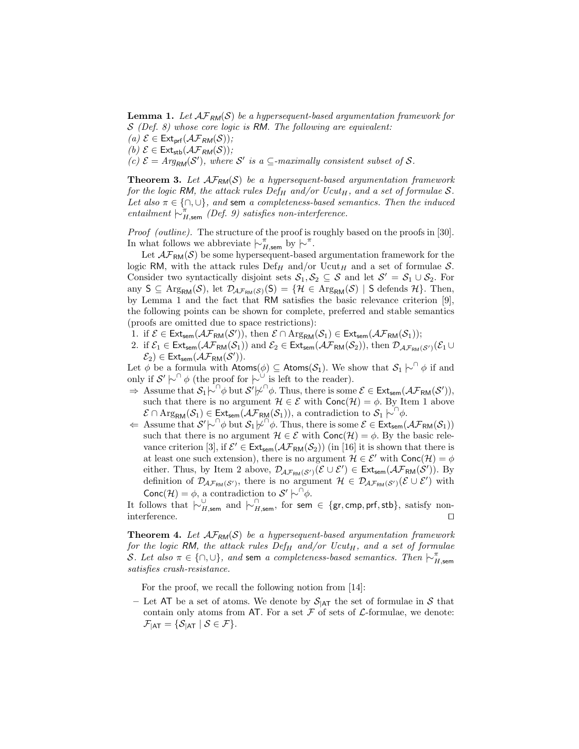**Lemma 1.** *Let $\mathcal{AF}_{RM}(\mathcal{S})$ be a hypersequent-based argumentation framework for $\mathcal{S}$ (Def. 8) whose core logic is* RM*. The following are equivalent:*
*(a) $\mathcal{E} \in \mathsf{Ext}_{\mathsf{prf}}(\mathcal{AF}_{RM}(\mathcal{S}))$;*
*(b) $\mathcal{E} \in \mathsf{Ext}_{\mathsf{stb}}(\mathcal{AF}_{RM}(\mathcal{S}))$;*
*(c) $\mathcal{E} = Arg_{RM}(\mathcal{S}')$, where $\mathcal{S}'$ is a $\subseteq$-maximally consistent subset of $\mathcal{S}$.*

**Theorem 3.** *Let $\mathcal{AF}_{RM}(\mathcal{S})$ be a hypersequent-based argumentation framework for the logic* RM*, the attack rules $Def_H$ and/or $Ucut_H$, and a set of formulae $\mathcal{S}$. Let also $\pi \in \{\cap, \cup\}$, and* sem *a completeness-based semantics. Then the induced entailment $\mathrel{|\!\sim}^{\pi}_{H,\mathsf{sem}}$ (Def. 9) satisfies non-interference.*

*Proof (outline).* The structure of the proof is roughly based on the proofs in [30]. In what follows we abbreviate $\mathrel{|\!\sim}^{\pi}_{H,\mathsf{sem}}$ by $\mathrel{|\!\sim}^{\pi}$.

Let $\mathcal{AF}_{\mathsf{RM}}(\mathcal{S})$ be some hypersequent-based argumentation framework for the logic RM, with the attack rules $\mathrm{Def}_H$ and/or $\mathrm{Ucut}_H$ and a set of formulae $\mathcal{S}$. Consider two syntactically disjoint sets $\mathcal{S}_1, \mathcal{S}_2 \subseteq \mathcal{S}$ and let $\mathcal{S}' = \mathcal{S}_1 \cup \mathcal{S}_2$. For any $\mathsf{S} \subseteq \mathrm{Arg}_{\mathsf{RM}}(\mathcal{S})$, let $\mathcal{D}_{\mathcal{AF}_{\mathsf{RM}}(\mathcal{S})}(\mathsf{S}) = \{\mathcal{H} \in \mathrm{Arg}_{\mathsf{RM}}(\mathcal{S}) \mid \mathsf{S} \text{ defends } \mathcal{H}\}$. Then, by Lemma 1 and the fact that RM satisfies the basic relevance criterion [9], the following points can be shown for complete, preferred and stable semantics (proofs are omitted due to space restrictions):

1. if $\mathcal{E} \in \mathsf{Ext}_{\mathsf{sem}}(\mathcal{AF}_{\mathsf{RM}}(\mathcal{S}'))$, then $\mathcal{E} \cap \mathrm{Arg}_{\mathsf{RM}}(\mathcal{S}_1) \in \mathsf{Ext}_{\mathsf{sem}}(\mathcal{AF}_{\mathsf{RM}}(\mathcal{S}_1))$;
2. if $\mathcal{E}_1 \in \mathsf{Ext}_{\mathsf{sem}}(\mathcal{AF}_{\mathsf{RM}}(\mathcal{S}_1))$ and $\mathcal{E}_2 \in \mathsf{Ext}_{\mathsf{sem}}(\mathcal{AF}_{\mathsf{RM}}(\mathcal{S}_2))$, then $\mathcal{D}_{\mathcal{AF}_{\mathsf{RM}}(\mathcal{S}')}(\mathcal{E}_1 \cup \mathcal{E}_2) \in \mathsf{Ext}_{\mathsf{sem}}(\mathcal{AF}_{\mathsf{RM}}(\mathcal{S}'))$.

Let $\phi$ be a formula with $\mathsf{Atoms}(\phi) \subseteq \mathsf{Atoms}(\mathcal{S}_1)$. We show that $\mathcal{S}_1 \mathrel{|\!\sim}^{\cap} \phi$ if and only if $\mathcal{S}' \mathrel{|\!\sim}^{\cap} \phi$ (the proof for $\mathrel{|\!\sim}^{\cup}$ is left to the reader).

- $\Rightarrow$ Assume that $\mathcal{S}_1 \mathrel{|\!\sim}^{\cap} \phi$ but $\mathcal{S}' \not\mathrel{|\!\sim}^{\cap} \phi$. Thus, there is some $\mathcal{E} \in \mathsf{Ext}_{\mathsf{sem}}(\mathcal{AF}_{\mathsf{RM}}(\mathcal{S}'))$, such that there is no argument $\mathcal{H} \in \mathcal{E}$ with $\mathsf{Conc}(\mathcal{H}) = \phi$. By Item 1 above $\mathcal{E} \cap \mathrm{Arg}_{\mathsf{RM}}(\mathcal{S}_1) \in \mathsf{Ext}_{\mathsf{sem}}(\mathcal{AF}_{\mathsf{RM}}(\mathcal{S}_1))$, a contradiction to $\mathcal{S}_1 \mathrel{|\!\sim}^{\cap} \phi$.
- $\Leftarrow$ Assume that $\mathcal{S}' \mathrel{|\!\sim}^{\cap} \phi$ but $\mathcal{S}_1 \not\mathrel{|\!\sim}^{\cap} \phi$. Thus, there is some $\mathcal{E} \in \mathsf{Ext}_{\mathsf{sem}}(\mathcal{AF}_{\mathsf{RM}}(\mathcal{S}_1))$ such that there is no argument $\mathcal{H} \in \mathcal{E}$ with $\mathsf{Conc}(\mathcal{H}) = \phi$. By the basic relevance criterion [3], if $\mathcal{E}' \in \mathsf{Ext}_{\mathsf{sem}}(\mathcal{AF}_{\mathsf{RM}}(\mathcal{S}_2))$ (in [16] it is shown that there is at least one such extension), there is no argument $\mathcal{H} \in \mathcal{E}'$ with $\mathsf{Conc}(\mathcal{H}) = \phi$ either. Thus, by Item 2 above, $\mathcal{D}_{\mathcal{AF}_{\mathsf{RM}}(\mathcal{S}')}(\mathcal{E} \cup \mathcal{E}') \in \mathsf{Ext}_{\mathsf{sem}}(\mathcal{AF}_{\mathsf{RM}}(\mathcal{S}'))$. By definition of $\mathcal{D}_{\mathcal{AF}_{\mathsf{RM}}(\mathcal{S}')}$, there is no argument $\mathcal{H} \in \mathcal{D}_{\mathcal{AF}_{\mathsf{RM}}(\mathcal{S}')}(\mathcal{E} \cup \mathcal{E}')$ with $\mathsf{Conc}(\mathcal{H}) = \phi$, a contradiction to $\mathcal{S}' \mathrel{|\!\sim}^{\cap} \phi$.

It follows that $\mathrel{|\!\sim}^{\cup}_{H,\mathsf{sem}}$ and $\mathrel{|\!\sim}^{\cap}_{H,\mathsf{sem}}$, for $\mathsf{sem} \in \{\mathsf{gr}, \mathsf{cmp}, \mathsf{prf}, \mathsf{stb}\}$, satisfy non-interference. $\square$

**Theorem 4.** *Let $\mathcal{AF}_{RM}(\mathcal{S})$ be a hypersequent-based argumentation framework for the logic* RM*, the attack rules $Def_H$ and/or $Ucut_H$, and a set of formulae $\mathcal{S}$. Let also $\pi \in \{\cap, \cup\}$, and* sem *a completeness-based semantics. Then $\mathrel{|\!\sim}^{\pi}_{H,\mathsf{sem}}$ satisfies crash-resistance.*

For the proof, we recall the following notion from [14]:

- Let $\mathsf{AT}$ be a set of atoms. We denote by $\mathcal{S}_{|\mathsf{AT}}$ the set of formulae in $\mathcal{S}$ that contain only atoms from $\mathsf{AT}$. For a set $\mathcal{F}$ of sets of $\mathcal{L}$-formulae, we denote: $\mathcal{F}_{|\mathsf{AT}} = \{\mathcal{S}_{|\mathsf{AT}} \mid \mathcal{S} \in \mathcal{F}\}$.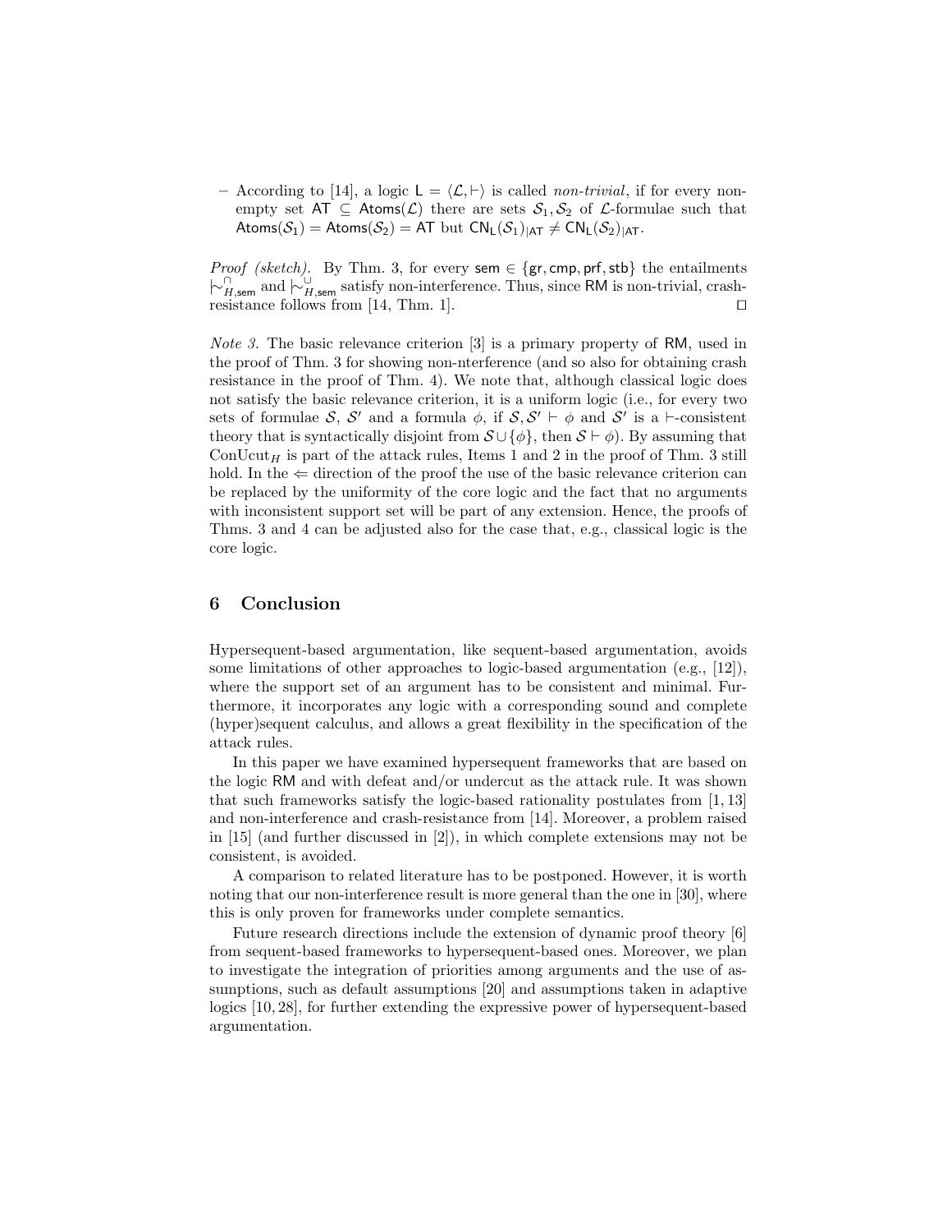– According to [14], a logic $\mathsf{L} = \langle \mathcal{L}, \vdash \rangle$ is called *non-trivial*, if for every non-empty set $\mathsf{AT} \subseteq \mathsf{Atoms}(\mathcal{L})$ there are sets $\mathcal{S}_1, \mathcal{S}_2$ of $\mathcal{L}$-formulae such that $\mathsf{Atoms}(\mathcal{S}_1) = \mathsf{Atoms}(\mathcal{S}_2) = \mathsf{AT}$ but $\mathsf{CN}_\mathsf{L}(\mathcal{S}_1)_{|\mathsf{AT}} \neq \mathsf{CN}_\mathsf{L}(\mathcal{S}_2)_{|\mathsf{AT}}$.

*Proof (sketch).* By Thm. 3, for every $\mathsf{sem} \in \{\mathsf{gr}, \mathsf{cmp}, \mathsf{prf}, \mathsf{stb}\}$ the entailments $\mid\!\sim^{\cap}_{H,\mathsf{sem}}$ and $\mid\!\sim^{\cup}_{H,\mathsf{sem}}$ satisfy non-interference. Thus, since RM is non-trivial, crash-resistance follows from [14, Thm. 1]. □

*Note 3.* The basic relevance criterion [3] is a primary property of RM, used in the proof of Thm. 3 for showing non-nterference (and so also for obtaining crash resistance in the proof of Thm. 4). We note that, although classical logic does not satisfy the basic relevance criterion, it is a uniform logic (i.e., for every two sets of formulae $\mathcal{S}$, $\mathcal{S}'$ and a formula $\phi$, if $\mathcal{S}, \mathcal{S}' \vdash \phi$ and $\mathcal{S}'$ is a $\vdash$-consistent theory that is syntactically disjoint from $\mathcal{S} \cup \{\phi\}$, then $\mathcal{S} \vdash \phi$). By assuming that $\text{ConUcut}_H$ is part of the attack rules, Items 1 and 2 in the proof of Thm. 3 still hold. In the $\Leftarrow$ direction of the proof the use of the basic relevance criterion can be replaced by the uniformity of the core logic and the fact that no arguments with inconsistent support set will be part of any extension. Hence, the proofs of Thms. 3 and 4 can be adjusted also for the case that, e.g., classical logic is the core logic.

## 6 Conclusion

Hypersequent-based argumentation, like sequent-based argumentation, avoids some limitations of other approaches to logic-based argumentation (e.g., [12]), where the support set of an argument has to be consistent and minimal. Furthermore, it incorporates any logic with a corresponding sound and complete (hyper)sequent calculus, and allows a great flexibility in the specification of the attack rules.

In this paper we have examined hypersequent frameworks that are based on the logic RM and with defeat and/or undercut as the attack rule. It was shown that such frameworks satisfy the logic-based rationality postulates from [1, 13] and non-interference and crash-resistance from [14]. Moreover, a problem raised in [15] (and further discussed in [2]), in which complete extensions may not be consistent, is avoided.

A comparison to related literature has to be postponed. However, it is worth noting that our non-interference result is more general than the one in [30], where this is only proven for frameworks under complete semantics.

Future research directions include the extension of dynamic proof theory [6] from sequent-based frameworks to hypersequent-based ones. Moreover, we plan to investigate the integration of priorities among arguments and the use of assumptions, such as default assumptions [20] and assumptions taken in adaptive logics [10, 28], for further extending the expressive power of hypersequent-based argumentation.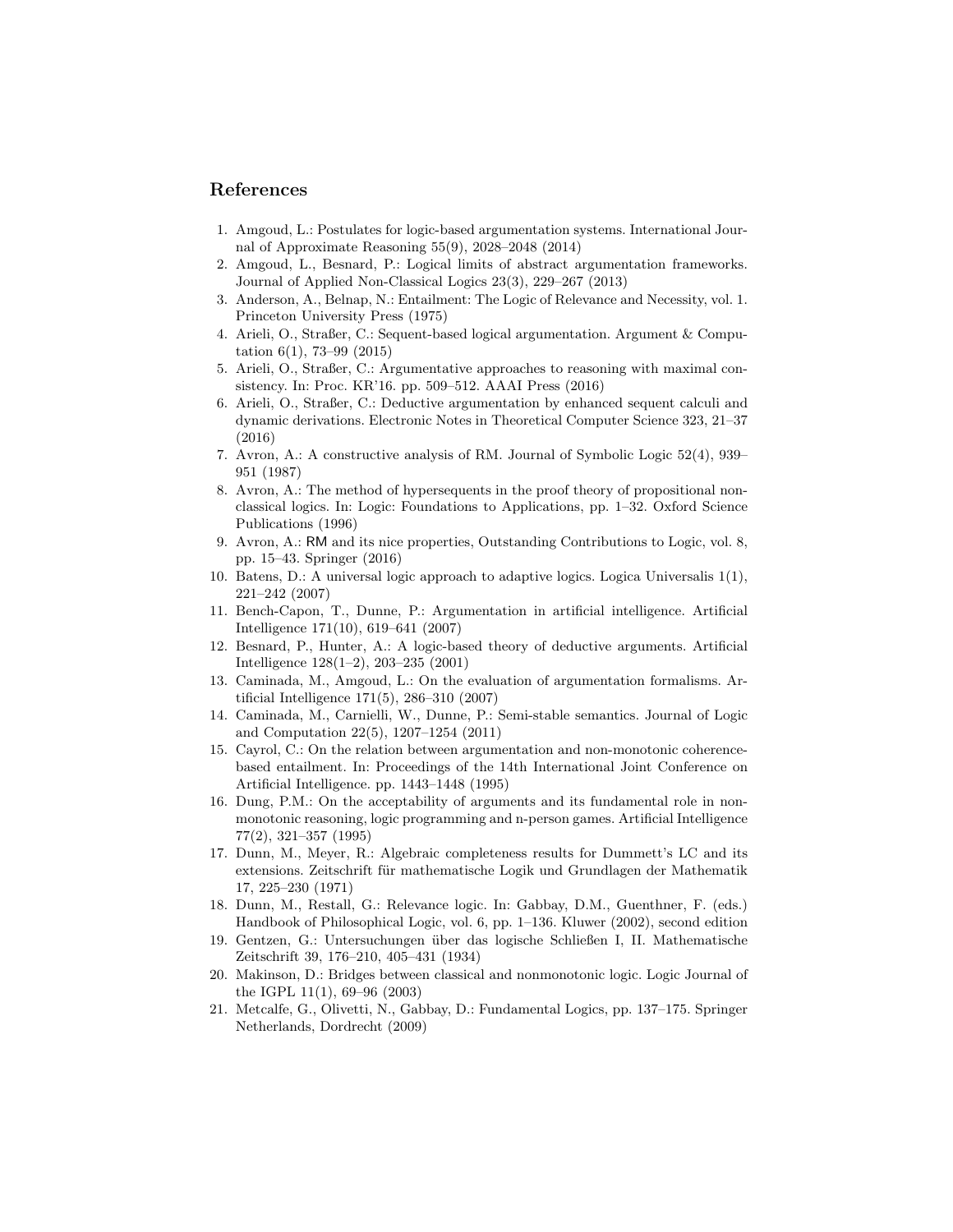## References

1. Amgoud, L.: Postulates for logic-based argumentation systems. International Journal of Approximate Reasoning 55(9), 2028–2048 (2014)
2. Amgoud, L., Besnard, P.: Logical limits of abstract argumentation frameworks. Journal of Applied Non-Classical Logics 23(3), 229–267 (2013)
3. Anderson, A., Belnap, N.: Entailment: The Logic of Relevance and Necessity, vol. 1. Princeton University Press (1975)
4. Arieli, O., Straßer, C.: Sequent-based logical argumentation. Argument & Computation 6(1), 73–99 (2015)
5. Arieli, O., Straßer, C.: Argumentative approaches to reasoning with maximal consistency. In: Proc. KR'16. pp. 509–512. AAAI Press (2016)
6. Arieli, O., Straßer, C.: Deductive argumentation by enhanced sequent calculi and dynamic derivations. Electronic Notes in Theoretical Computer Science 323, 21–37 (2016)
7. Avron, A.: A constructive analysis of RM. Journal of Symbolic Logic 52(4), 939–951 (1987)
8. Avron, A.: The method of hypersequents in the proof theory of propositional non-classical logics. In: Logic: Foundations to Applications, pp. 1–32. Oxford Science Publications (1996)
9. Avron, A.: RM and its nice properties, Outstanding Contributions to Logic, vol. 8, pp. 15–43. Springer (2016)
10. Batens, D.: A universal logic approach to adaptive logics. Logica Universalis 1(1), 221–242 (2007)
11. Bench-Capon, T., Dunne, P.: Argumentation in artificial intelligence. Artificial Intelligence 171(10), 619–641 (2007)
12. Besnard, P., Hunter, A.: A logic-based theory of deductive arguments. Artificial Intelligence 128(1–2), 203–235 (2001)
13. Caminada, M., Amgoud, L.: On the evaluation of argumentation formalisms. Artificial Intelligence 171(5), 286–310 (2007)
14. Caminada, M., Carnielli, W., Dunne, P.: Semi-stable semantics. Journal of Logic and Computation 22(5), 1207–1254 (2011)
15. Cayrol, C.: On the relation between argumentation and non-monotonic coherence-based entailment. In: Proceedings of the 14th International Joint Conference on Artificial Intelligence. pp. 1443–1448 (1995)
16. Dung, P.M.: On the acceptability of arguments and its fundamental role in non-monotonic reasoning, logic programming and n-person games. Artificial Intelligence 77(2), 321–357 (1995)
17. Dunn, M., Meyer, R.: Algebraic completeness results for Dummett's LC and its extensions. Zeitschrift für mathematische Logik und Grundlagen der Mathematik 17, 225–230 (1971)
18. Dunn, M., Restall, G.: Relevance logic. In: Gabbay, D.M., Guenthner, F. (eds.) Handbook of Philosophical Logic, vol. 6, pp. 1–136. Kluwer (2002), second edition
19. Gentzen, G.: Untersuchungen über das logische Schließen I, II. Mathematische Zeitschrift 39, 176–210, 405–431 (1934)
20. Makinson, D.: Bridges between classical and nonmonotonic logic. Logic Journal of the IGPL 11(1), 69–96 (2003)
21. Metcalfe, G., Olivetti, N., Gabbay, D.: Fundamental Logics, pp. 137–175. Springer Netherlands, Dordrecht (2009)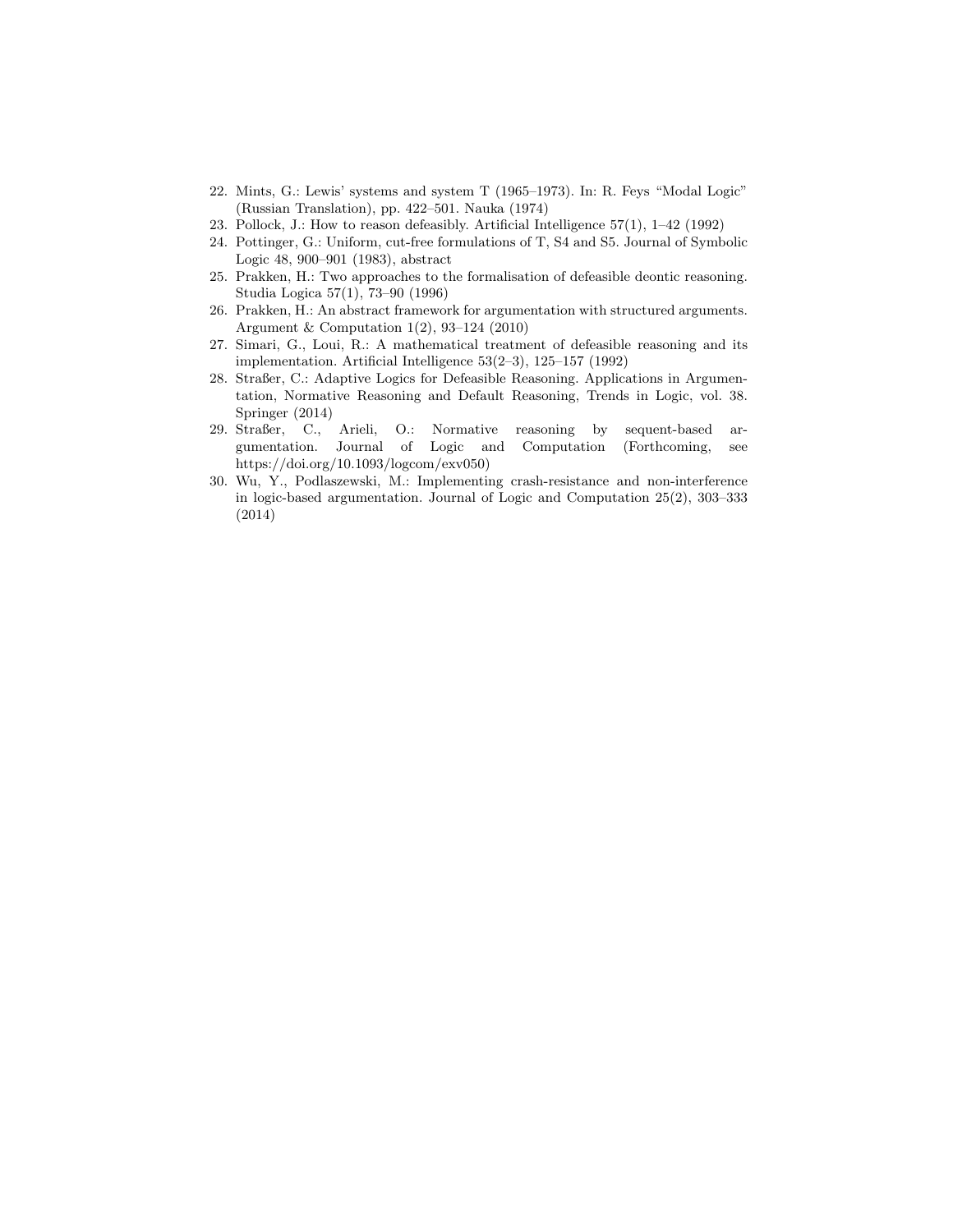22. Mints, G.: Lewis' systems and system T (1965–1973). In: R. Feys "Modal Logic" (Russian Translation), pp. 422–501. Nauka (1974)
23. Pollock, J.: How to reason defeasibly. Artificial Intelligence 57(1), 1–42 (1992)
24. Pottinger, G.: Uniform, cut-free formulations of T, S4 and S5. Journal of Symbolic Logic 48, 900–901 (1983), abstract
25. Prakken, H.: Two approaches to the formalisation of defeasible deontic reasoning. Studia Logica 57(1), 73–90 (1996)
26. Prakken, H.: An abstract framework for argumentation with structured arguments. Argument & Computation 1(2), 93–124 (2010)
27. Simari, G., Loui, R.: A mathematical treatment of defeasible reasoning and its implementation. Artificial Intelligence 53(2–3), 125–157 (1992)
28. Straßer, C.: Adaptive Logics for Defeasible Reasoning. Applications in Argumentation, Normative Reasoning and Default Reasoning, Trends in Logic, vol. 38. Springer (2014)
29. Straßer, C., Arieli, O.: Normative reasoning by sequent-based argumentation. Journal of Logic and Computation (Forthcoming, see https://doi.org/10.1093/logcom/exv050)
30. Wu, Y., Podlaszewski, M.: Implementing crash-resistance and non-interference in logic-based argumentation. Journal of Logic and Computation 25(2), 303–333 (2014)